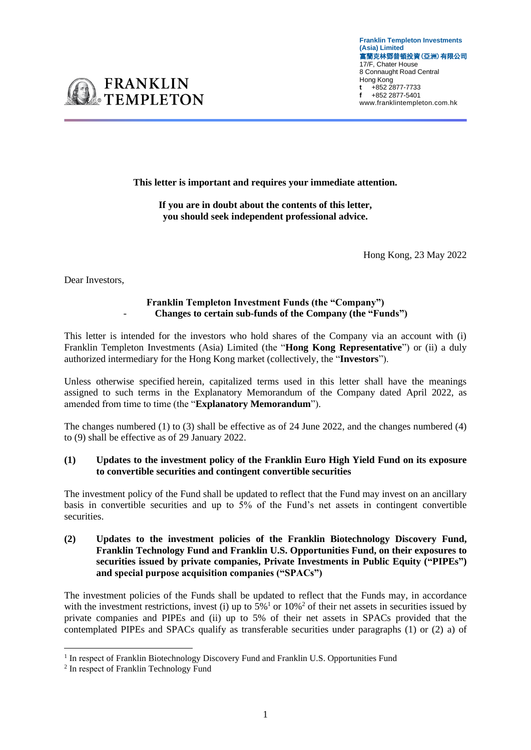**Franklin Templeton Investments (Asia) Limited**
**富蘭克林鄧普頓投資(亞洲)有限公司**
17/F, Chater House
8 Connaught Road Central
Hong Kong
**t** +852 2877-7733
**f** +852 2877-5401
www.franklintempleton.com.hk

**This letter is important and requires your immediate attention.**

**If you are in doubt about the contents of this letter, you should seek independent professional advice.**

Hong Kong, 23 May 2022

Dear Investors,

**Franklin Templeton Investment Funds (the "Company")**
**- Changes to certain sub-funds of the Company (the "Funds")**

This letter is intended for the investors who hold shares of the Company via an account with (i) Franklin Templeton Investments (Asia) Limited (the "**Hong Kong Representative**") or (ii) a duly authorized intermediary for the Hong Kong market (collectively, the "**Investors**").

Unless otherwise specified herein, capitalized terms used in this letter shall have the meanings assigned to such terms in the Explanatory Memorandum of the Company dated April 2022, as amended from time to time (the "**Explanatory Memorandum**").

The changes numbered (1) to (3) shall be effective as of 24 June 2022, and the changes numbered (4) to (9) shall be effective as of 29 January 2022.

**(1) Updates to the investment policy of the Franklin Euro High Yield Fund on its exposure to convertible securities and contingent convertible securities**

The investment policy of the Fund shall be updated to reflect that the Fund may invest on an ancillary basis in convertible securities and up to 5% of the Fund's net assets in contingent convertible securities.

**(2) Updates to the investment policies of the Franklin Biotechnology Discovery Fund, Franklin Technology Fund and Franklin U.S. Opportunities Fund, on their exposures to securities issued by private companies, Private Investments in Public Equity ("PIPEs") and special purpose acquisition companies ("SPACs")**

The investment policies of the Funds shall be updated to reflect that the Funds may, in accordance with the investment restrictions, invest (i) up to 5%[1] or 10%[2] of their net assets in securities issued by private companies and PIPEs and (ii) up to 5% of their net assets in SPACs provided that the contemplated PIPEs and SPACs qualify as transferable securities under paragraphs (1) or (2) a) of

[1] In respect of Franklin Biotechnology Discovery Fund and Franklin U.S. Opportunities Fund

[2] In respect of Franklin Technology Fund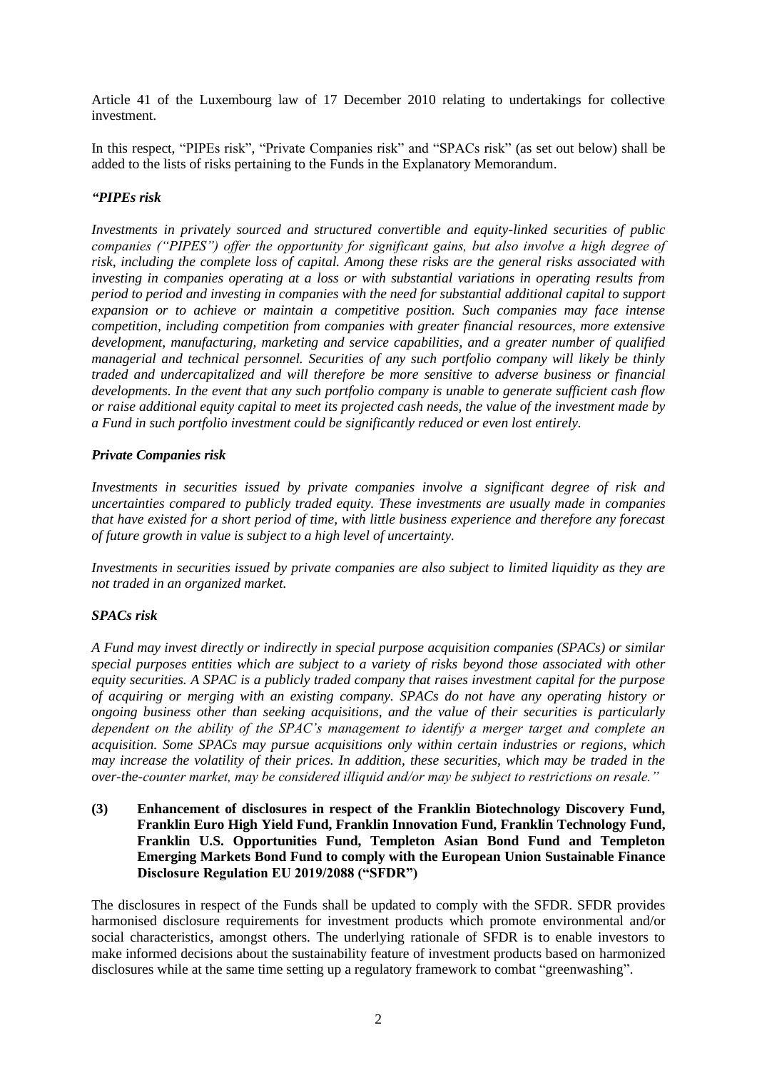Article 41 of the Luxembourg law of 17 December 2010 relating to undertakings for collective investment.

In this respect, "PIPEs risk", "Private Companies risk" and "SPACs risk" (as set out below) shall be added to the lists of risks pertaining to the Funds in the Explanatory Memorandum.

***"PIPEs risk***

*Investments in privately sourced and structured convertible and equity-linked securities of public companies ("PIPES") offer the opportunity for significant gains, but also involve a high degree of risk, including the complete loss of capital. Among these risks are the general risks associated with investing in companies operating at a loss or with substantial variations in operating results from period to period and investing in companies with the need for substantial additional capital to support expansion or to achieve or maintain a competitive position. Such companies may face intense competition, including competition from companies with greater financial resources, more extensive development, manufacturing, marketing and service capabilities, and a greater number of qualified managerial and technical personnel. Securities of any such portfolio company will likely be thinly traded and undercapitalized and will therefore be more sensitive to adverse business or financial developments. In the event that any such portfolio company is unable to generate sufficient cash flow or raise additional equity capital to meet its projected cash needs, the value of the investment made by a Fund in such portfolio investment could be significantly reduced or even lost entirely.*

***Private Companies risk***

*Investments in securities issued by private companies involve a significant degree of risk and uncertainties compared to publicly traded equity. These investments are usually made in companies that have existed for a short period of time, with little business experience and therefore any forecast of future growth in value is subject to a high level of uncertainty.*

*Investments in securities issued by private companies are also subject to limited liquidity as they are not traded in an organized market.*

***SPACs risk***

*A Fund may invest directly or indirectly in special purpose acquisition companies (SPACs) or similar special purposes entities which are subject to a variety of risks beyond those associated with other equity securities. A SPAC is a publicly traded company that raises investment capital for the purpose of acquiring or merging with an existing company. SPACs do not have any operating history or ongoing business other than seeking acquisitions, and the value of their securities is particularly dependent on the ability of the SPAC's management to identify a merger target and complete an acquisition. Some SPACs may pursue acquisitions only within certain industries or regions, which may increase the volatility of their prices. In addition, these securities, which may be traded in the over-the-counter market, may be considered illiquid and/or may be subject to restrictions on resale."*

**(3) Enhancement of disclosures in respect of the Franklin Biotechnology Discovery Fund, Franklin Euro High Yield Fund, Franklin Innovation Fund, Franklin Technology Fund, Franklin U.S. Opportunities Fund, Templeton Asian Bond Fund and Templeton Emerging Markets Bond Fund to comply with the European Union Sustainable Finance Disclosure Regulation EU 2019/2088 ("SFDR")**

The disclosures in respect of the Funds shall be updated to comply with the SFDR. SFDR provides harmonised disclosure requirements for investment products which promote environmental and/or social characteristics, amongst others. The underlying rationale of SFDR is to enable investors to make informed decisions about the sustainability feature of investment products based on harmonized disclosures while at the same time setting up a regulatory framework to combat "greenwashing".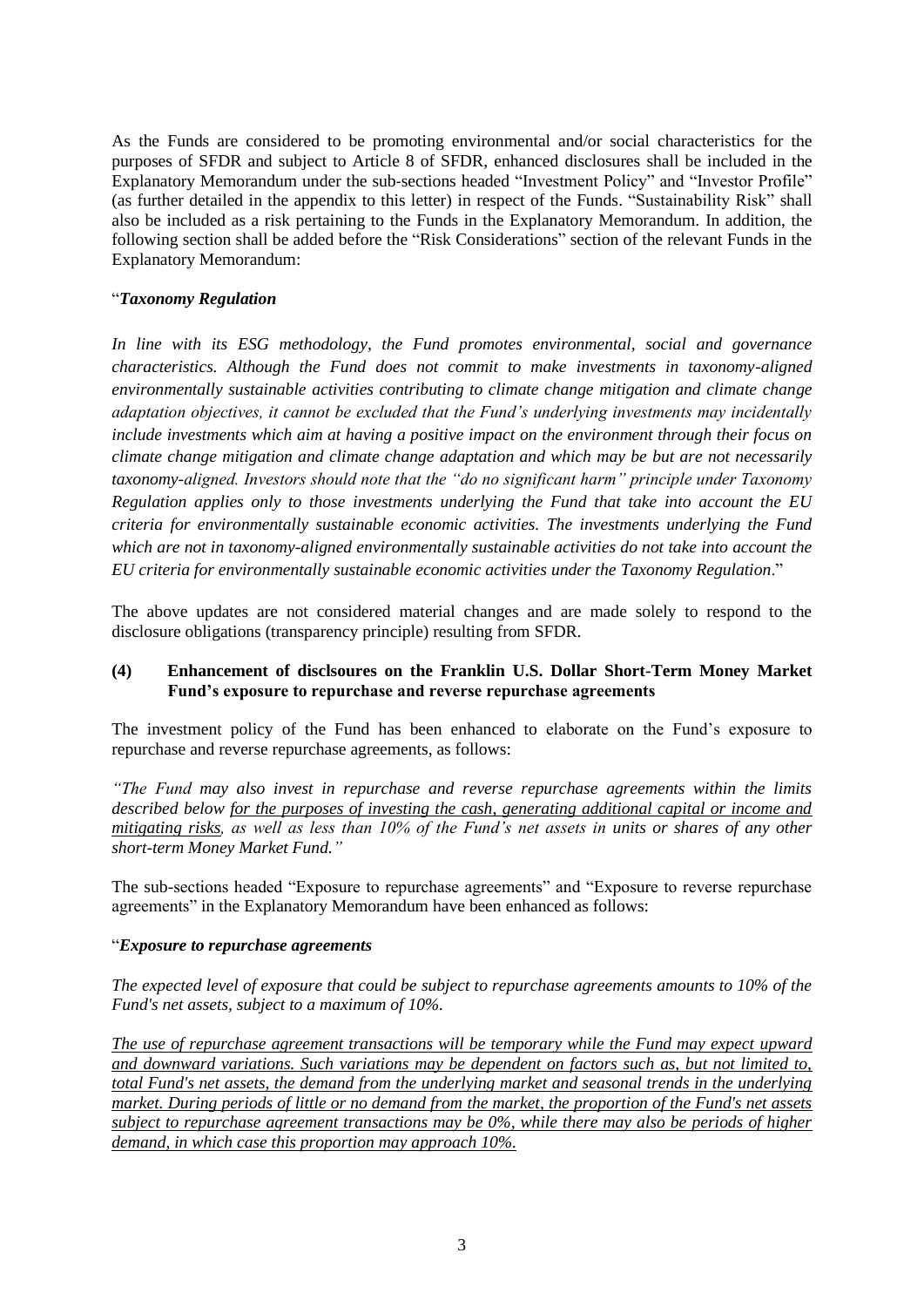As the Funds are considered to be promoting environmental and/or social characteristics for the purposes of SFDR and subject to Article 8 of SFDR, enhanced disclosures shall be included in the Explanatory Memorandum under the sub-sections headed "Investment Policy" and "Investor Profile" (as further detailed in the appendix to this letter) in respect of the Funds. "Sustainability Risk" shall also be included as a risk pertaining to the Funds in the Explanatory Memorandum. In addition, the following section shall be added before the "Risk Considerations" section of the relevant Funds in the Explanatory Memorandum:

"***Taxonomy Regulation***

*In line with its ESG methodology, the Fund promotes environmental, social and governance characteristics. Although the Fund does not commit to make investments in taxonomy-aligned environmentally sustainable activities contributing to climate change mitigation and climate change adaptation objectives, it cannot be excluded that the Fund's underlying investments may incidentally include investments which aim at having a positive impact on the environment through their focus on climate change mitigation and climate change adaptation and which may be but are not necessarily taxonomy-aligned. Investors should note that the "do no significant harm" principle under Taxonomy Regulation applies only to those investments underlying the Fund that take into account the EU criteria for environmentally sustainable economic activities. The investments underlying the Fund which are not in taxonomy-aligned environmentally sustainable activities do not take into account the EU criteria for environmentally sustainable economic activities under the Taxonomy Regulation*."

The above updates are not considered material changes and are made solely to respond to the disclosure obligations (transparency principle) resulting from SFDR.

**(4) Enhancement of disclsoures on the Franklin U.S. Dollar Short-Term Money Market Fund's exposure to repurchase and reverse repurchase agreements**

The investment policy of the Fund has been enhanced to elaborate on the Fund's exposure to repurchase and reverse repurchase agreements, as follows:

*"The Fund may also invest in repurchase and reverse repurchase agreements within the limits described below <u>for the purposes of investing the cash, generating additional capital or income and mitigating risks</u>, as well as less than 10% of the Fund's net assets in units or shares of any other short-term Money Market Fund."*

The sub-sections headed "Exposure to repurchase agreements" and "Exposure to reverse repurchase agreements" in the Explanatory Memorandum have been enhanced as follows:

"***Exposure to repurchase agreements***

*The expected level of exposure that could be subject to repurchase agreements amounts to 10% of the Fund's net assets, subject to a maximum of 10%.*

*<u>The use of repurchase agreement transactions will be temporary while the Fund may expect upward and downward variations. Such variations may be dependent on factors such as, but not limited to, total Fund's net assets, the demand from the underlying market and seasonal trends in the underlying market. During periods of little or no demand from the market, the proportion of the Fund's net assets subject to repurchase agreement transactions may be 0%, while there may also be periods of higher demand, in which case this proportion may approach 10%.</u>*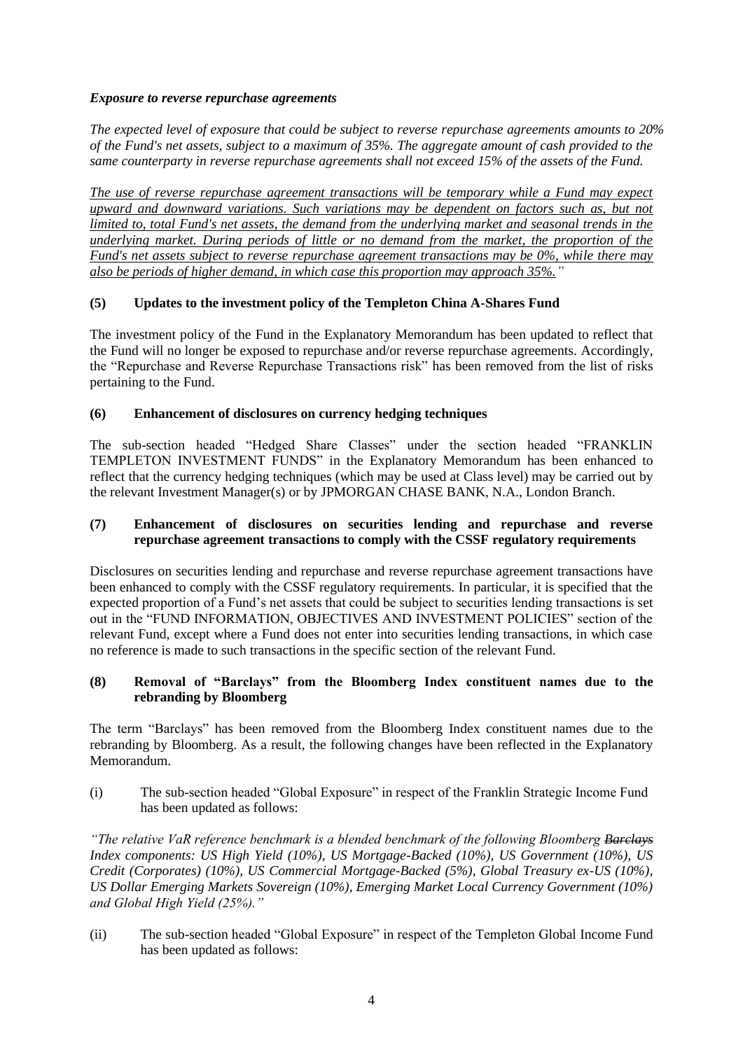***Exposure to reverse repurchase agreements***

*The expected level of exposure that could be subject to reverse repurchase agreements amounts to 20% of the Fund's net assets, subject to a maximum of 35%. The aggregate amount of cash provided to the same counterparty in reverse repurchase agreements shall not exceed 15% of the assets of the Fund.*

<u>*The use of reverse repurchase agreement transactions will be temporary while a Fund may expect upward and downward variations. Such variations may be dependent on factors such as, but not limited to, total Fund's net assets, the demand from the underlying market and seasonal trends in the underlying market. During periods of little or no demand from the market, the proportion of the Fund's net assets subject to reverse repurchase agreement transactions may be 0%, while there may also be periods of higher demand, in which case this proportion may approach 35%.*</u>*"*

**(5) Updates to the investment policy of the Templeton China A-Shares Fund**

The investment policy of the Fund in the Explanatory Memorandum has been updated to reflect that the Fund will no longer be exposed to repurchase and/or reverse repurchase agreements. Accordingly, the "Repurchase and Reverse Repurchase Transactions risk" has been removed from the list of risks pertaining to the Fund.

**(6) Enhancement of disclosures on currency hedging techniques**

The sub-section headed "Hedged Share Classes" under the section headed "FRANKLIN TEMPLETON INVESTMENT FUNDS" in the Explanatory Memorandum has been enhanced to reflect that the currency hedging techniques (which may be used at Class level) may be carried out by the relevant Investment Manager(s) or by JPMORGAN CHASE BANK, N.A., London Branch.

**(7) Enhancement of disclosures on securities lending and repurchase and reverse repurchase agreement transactions to comply with the CSSF regulatory requirements**

Disclosures on securities lending and repurchase and reverse repurchase agreement transactions have been enhanced to comply with the CSSF regulatory requirements. In particular, it is specified that the expected proportion of a Fund's net assets that could be subject to securities lending transactions is set out in the "FUND INFORMATION, OBJECTIVES AND INVESTMENT POLICIES" section of the relevant Fund, except where a Fund does not enter into securities lending transactions, in which case no reference is made to such transactions in the specific section of the relevant Fund.

**(8) Removal of "Barclays" from the Bloomberg Index constituent names due to the rebranding by Bloomberg**

The term "Barclays" has been removed from the Bloomberg Index constituent names due to the rebranding by Bloomberg. As a result, the following changes have been reflected in the Explanatory Memorandum.

(i) The sub-section headed "Global Exposure" in respect of the Franklin Strategic Income Fund has been updated as follows:

*"The relative VaR reference benchmark is a blended benchmark of the following Bloomberg ~~Barclays~~ Index components: US High Yield (10%), US Mortgage-Backed (10%), US Government (10%), US Credit (Corporates) (10%), US Commercial Mortgage-Backed (5%), Global Treasury ex-US (10%), US Dollar Emerging Markets Sovereign (10%), Emerging Market Local Currency Government (10%) and Global High Yield (25%)."*

(ii) The sub-section headed "Global Exposure" in respect of the Templeton Global Income Fund has been updated as follows: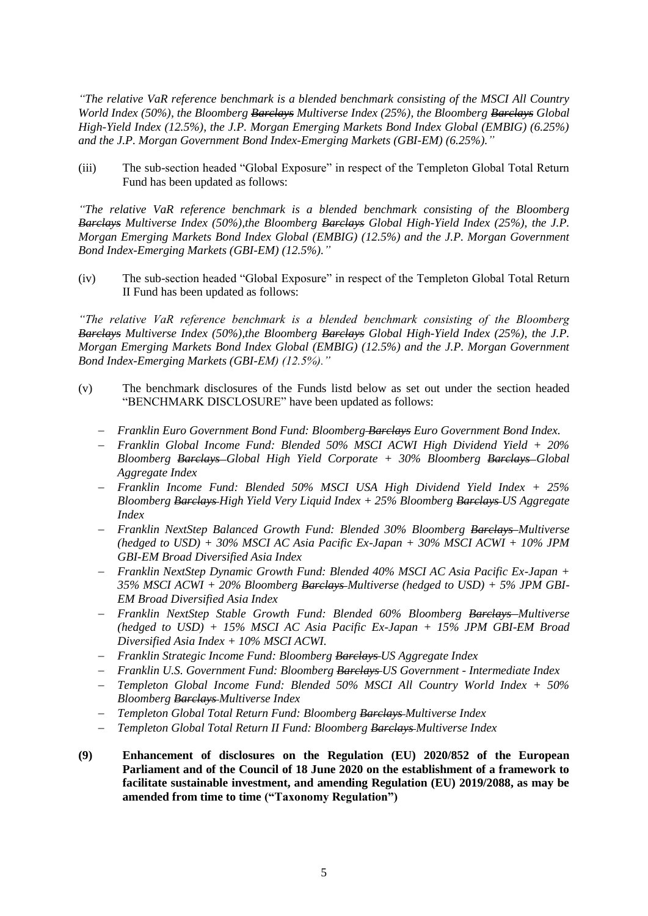*"The relative VaR reference benchmark is a blended benchmark consisting of the MSCI All Country World Index (50%), the Bloomberg ~~Barclays~~ Multiverse Index (25%), the Bloomberg ~~Barclays~~ Global High-Yield Index (12.5%), the J.P. Morgan Emerging Markets Bond Index Global (EMBIG) (6.25%) and the J.P. Morgan Government Bond Index-Emerging Markets (GBI-EM) (6.25%)."*

(iii) The sub-section headed "Global Exposure" in respect of the Templeton Global Total Return Fund has been updated as follows:

*"The relative VaR reference benchmark is a blended benchmark consisting of the Bloomberg ~~Barclays~~ Multiverse Index (50%),the Bloomberg ~~Barclays~~ Global High-Yield Index (25%), the J.P. Morgan Emerging Markets Bond Index Global (EMBIG) (12.5%) and the J.P. Morgan Government Bond Index-Emerging Markets (GBI-EM) (12.5%)."*

(iv) The sub-section headed "Global Exposure" in respect of the Templeton Global Total Return II Fund has been updated as follows:

*"The relative VaR reference benchmark is a blended benchmark consisting of the Bloomberg ~~Barclays~~ Multiverse Index (50%),the Bloomberg ~~Barclays~~ Global High-Yield Index (25%), the J.P. Morgan Emerging Markets Bond Index Global (EMBIG) (12.5%) and the J.P. Morgan Government Bond Index-Emerging Markets (GBI-EM) (12.5%)."*

(v) The benchmark disclosures of the Funds listd below as set out under the section headed "BENCHMARK DISCLOSURE" have been updated as follows:

- *Franklin Euro Government Bond Fund: Bloomberg ~~Barclays~~ Euro Government Bond Index.*
- *Franklin Global Income Fund: Blended 50% MSCI ACWI High Dividend Yield + 20% Bloomberg ~~Barclays~~ Global High Yield Corporate + 30% Bloomberg ~~Barclays~~ Global Aggregate Index*
- *Franklin Income Fund: Blended 50% MSCI USA High Dividend Yield Index + 25% Bloomberg ~~Barclays~~ High Yield Very Liquid Index + 25% Bloomberg ~~Barclays~~ US Aggregate Index*
- *Franklin NextStep Balanced Growth Fund: Blended 30% Bloomberg ~~Barclays~~ Multiverse (hedged to USD) + 30% MSCI AC Asia Pacific Ex-Japan + 30% MSCI ACWI + 10% JPM GBI-EM Broad Diversified Asia Index*
- *Franklin NextStep Dynamic Growth Fund: Blended 40% MSCI AC Asia Pacific Ex-Japan + 35% MSCI ACWI + 20% Bloomberg ~~Barclays~~ Multiverse (hedged to USD) + 5% JPM GBI-EM Broad Diversified Asia Index*
- *Franklin NextStep Stable Growth Fund: Blended 60% Bloomberg ~~Barclays~~ Multiverse (hedged to USD) + 15% MSCI AC Asia Pacific Ex-Japan + 15% JPM GBI-EM Broad Diversified Asia Index + 10% MSCI ACWI.*
- *Franklin Strategic Income Fund: Bloomberg ~~Barclays~~ US Aggregate Index*
- *Franklin U.S. Government Fund: Bloomberg ~~Barclays~~ US Government - Intermediate Index*
- *Templeton Global Income Fund: Blended 50% MSCI All Country World Index + 50% Bloomberg ~~Barclays~~ Multiverse Index*
- *Templeton Global Total Return Fund: Bloomberg ~~Barclays~~ Multiverse Index*
- *Templeton Global Total Return II Fund: Bloomberg ~~Barclays~~ Multiverse Index*

**(9) Enhancement of disclosures on the Regulation (EU) 2020/852 of the European Parliament and of the Council of 18 June 2020 on the establishment of a framework to facilitate sustainable investment, and amending Regulation (EU) 2019/2088, as may be amended from time to time ("Taxonomy Regulation")**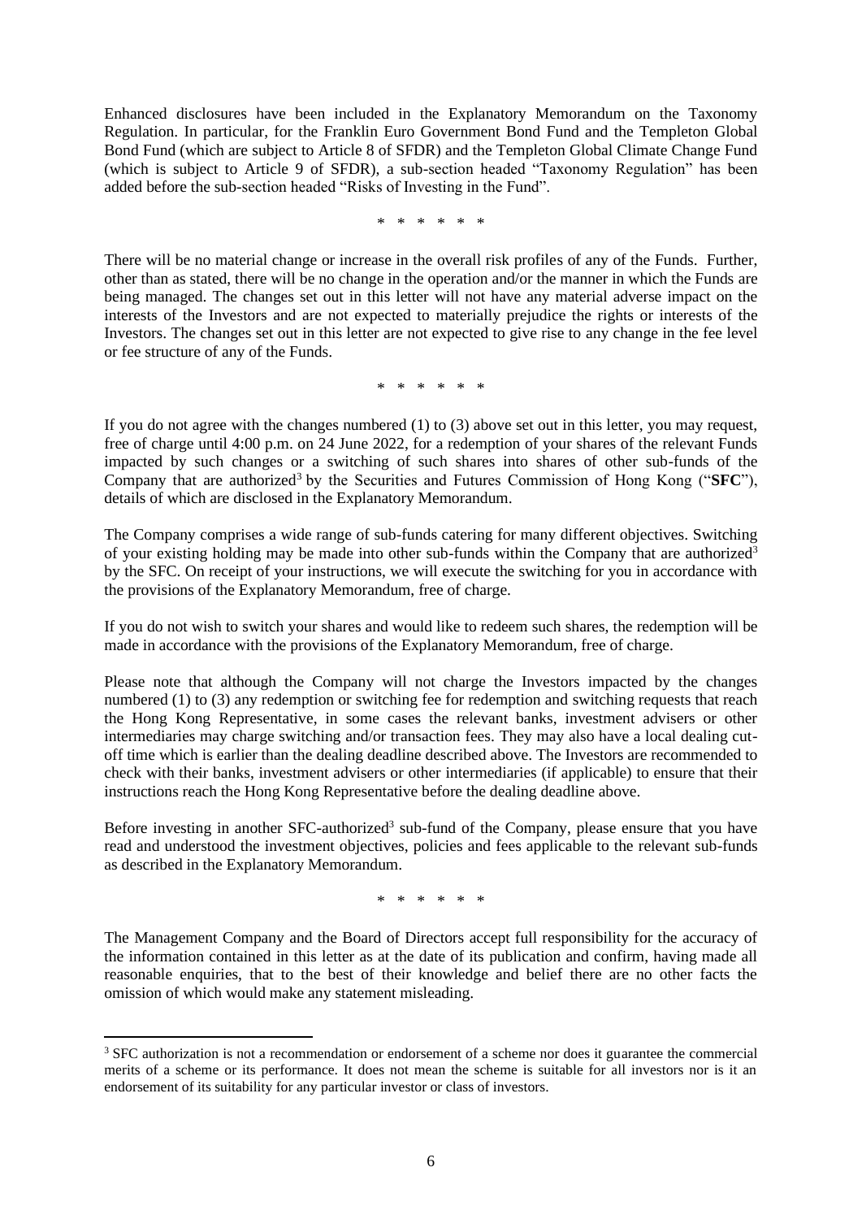Enhanced disclosures have been included in the Explanatory Memorandum on the Taxonomy Regulation. In particular, for the Franklin Euro Government Bond Fund and the Templeton Global Bond Fund (which are subject to Article 8 of SFDR) and the Templeton Global Climate Change Fund (which is subject to Article 9 of SFDR), a sub-section headed "Taxonomy Regulation" has been added before the sub-section headed "Risks of Investing in the Fund".

\* \* \* \* \* \*

There will be no material change or increase in the overall risk profiles of any of the Funds. Further, other than as stated, there will be no change in the operation and/or the manner in which the Funds are being managed. The changes set out in this letter will not have any material adverse impact on the interests of the Investors and are not expected to materially prejudice the rights or interests of the Investors. The changes set out in this letter are not expected to give rise to any change in the fee level or fee structure of any of the Funds.

\* \* \* \* \* \*

If you do not agree with the changes numbered (1) to (3) above set out in this letter, you may request, free of charge until 4:00 p.m. on 24 June 2022, for a redemption of your shares of the relevant Funds impacted by such changes or a switching of such shares into shares of other sub-funds of the Company that are authorized[3] by the Securities and Futures Commission of Hong Kong ("**SFC**"), details of which are disclosed in the Explanatory Memorandum.

The Company comprises a wide range of sub-funds catering for many different objectives. Switching of your existing holding may be made into other sub-funds within the Company that are authorized[3] by the SFC. On receipt of your instructions, we will execute the switching for you in accordance with the provisions of the Explanatory Memorandum, free of charge.

If you do not wish to switch your shares and would like to redeem such shares, the redemption will be made in accordance with the provisions of the Explanatory Memorandum, free of charge.

Please note that although the Company will not charge the Investors impacted by the changes numbered (1) to (3) any redemption or switching fee for redemption and switching requests that reach the Hong Kong Representative, in some cases the relevant banks, investment advisers or other intermediaries may charge switching and/or transaction fees. They may also have a local dealing cut-off time which is earlier than the dealing deadline described above. The Investors are recommended to check with their banks, investment advisers or other intermediaries (if applicable) to ensure that their instructions reach the Hong Kong Representative before the dealing deadline above.

Before investing in another SFC-authorized[3] sub-fund of the Company, please ensure that you have read and understood the investment objectives, policies and fees applicable to the relevant sub-funds as described in the Explanatory Memorandum.

\* \* \* \* \* \*

The Management Company and the Board of Directors accept full responsibility for the accuracy of the information contained in this letter as at the date of its publication and confirm, having made all reasonable enquiries, that to the best of their knowledge and belief there are no other facts the omission of which would make any statement misleading.

---

[3] SFC authorization is not a recommendation or endorsement of a scheme nor does it guarantee the commercial merits of a scheme or its performance. It does not mean the scheme is suitable for all investors nor is it an endorsement of its suitability for any particular investor or class of investors.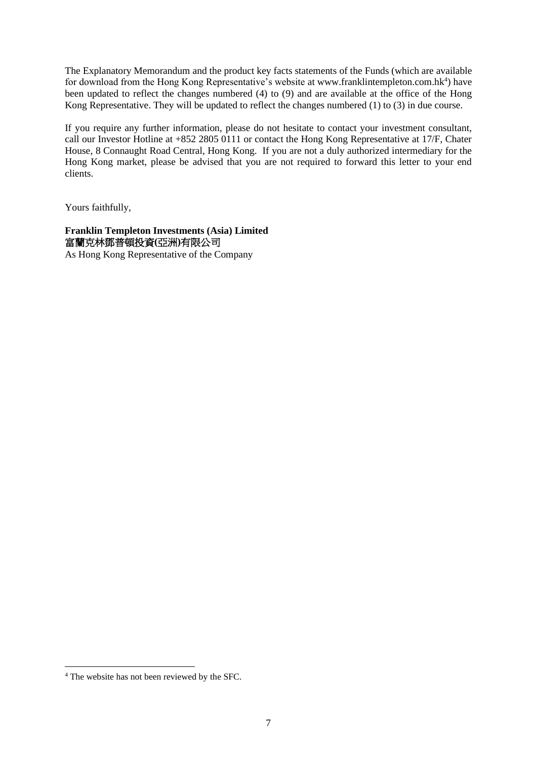The Explanatory Memorandum and the product key facts statements of the Funds (which are available for download from the Hong Kong Representative's website at www.franklintempleton.com.hk[4]) have been updated to reflect the changes numbered (4) to (9) and are available at the office of the Hong Kong Representative. They will be updated to reflect the changes numbered (1) to (3) in due course.

If you require any further information, please do not hesitate to contact your investment consultant, call our Investor Hotline at +852 2805 0111 or contact the Hong Kong Representative at 17/F, Chater House, 8 Connaught Road Central, Hong Kong. If you are not a duly authorized intermediary for the Hong Kong market, please be advised that you are not required to forward this letter to your end clients.

Yours faithfully,

**Franklin Templeton Investments (Asia) Limited**
富蘭克林鄧普頓投資(亞洲)有限公司
As Hong Kong Representative of the Company

---

[4] The website has not been reviewed by the SFC.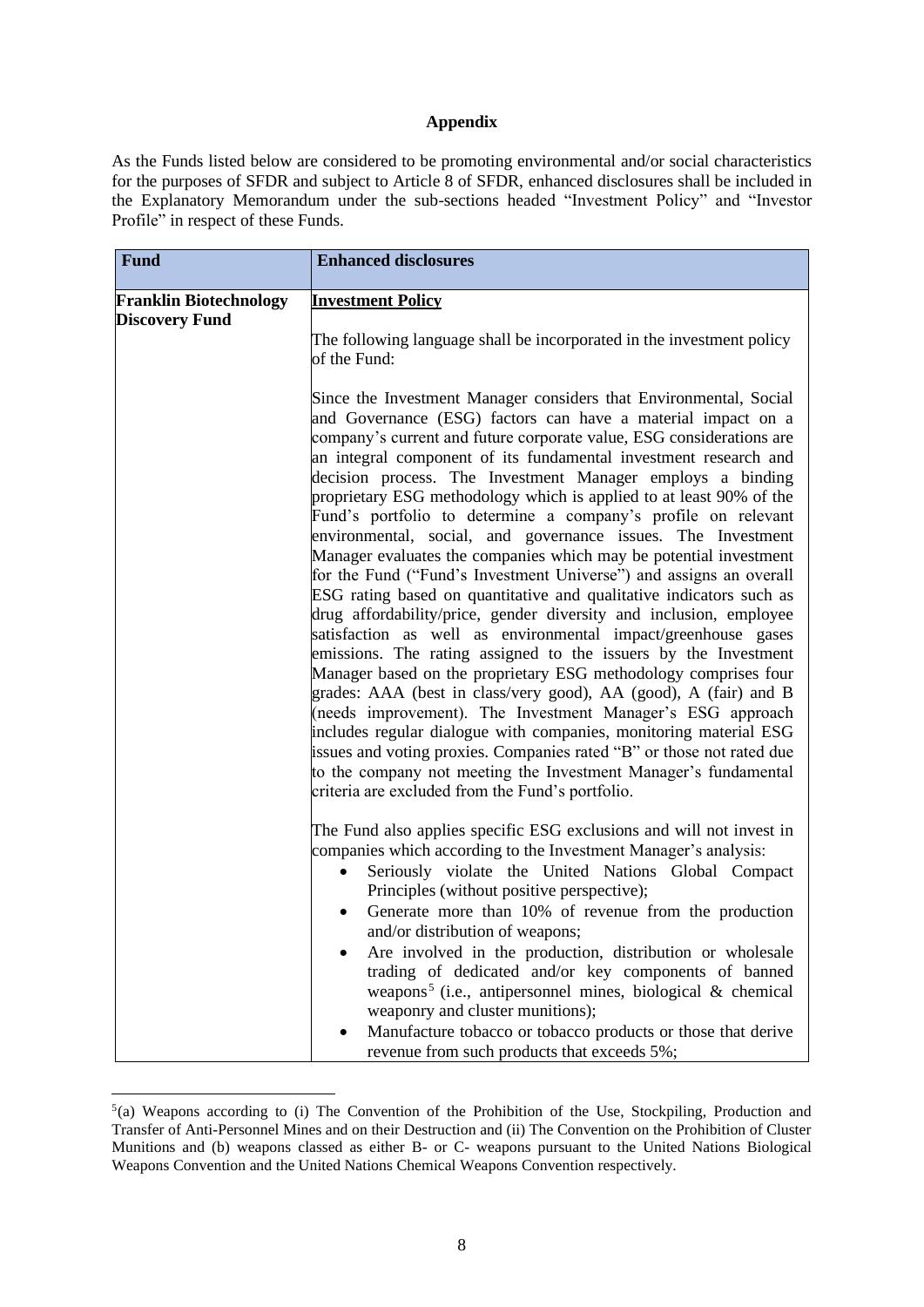**Appendix**

As the Funds listed below are considered to be promoting environmental and/or social characteristics for the purposes of SFDR and subject to Article 8 of SFDR, enhanced disclosures shall be included in the Explanatory Memorandum under the sub-sections headed "Investment Policy" and "Investor Profile" in respect of these Funds.

| Fund | Enhanced disclosures |
|---|---|
| **Franklin Biotechnology Discovery Fund** | <u>**Investment Policy**</u><br><br>The following language shall be incorporated in the investment policy of the Fund:<br><br>Since the Investment Manager considers that Environmental, Social and Governance (ESG) factors can have a material impact on a company's current and future corporate value, ESG considerations are an integral component of its fundamental investment research and decision process. The Investment Manager employs a binding proprietary ESG methodology which is applied to at least 90% of the Fund's portfolio to determine a company's profile on relevant environmental, social, and governance issues. The Investment Manager evaluates the companies which may be potential investment for the Fund ("Fund's Investment Universe") and assigns an overall ESG rating based on quantitative and qualitative indicators such as drug affordability/price, gender diversity and inclusion, employee satisfaction as well as environmental impact/greenhouse gases emissions. The rating assigned to the issuers by the Investment Manager based on the proprietary ESG methodology comprises four grades: AAA (best in class/very good), AA (good), A (fair) and B (needs improvement). The Investment Manager's ESG approach includes regular dialogue with companies, monitoring material ESG issues and voting proxies. Companies rated "B" or those not rated due to the company not meeting the Investment Manager's fundamental criteria are excluded from the Fund's portfolio.<br><br>The Fund also applies specific ESG exclusions and will not invest in companies which according to the Investment Manager's analysis:<br>• Seriously violate the United Nations Global Compact Principles (without positive perspective);<br>• Generate more than 10% of revenue from the production and/or distribution of weapons;<br>• Are involved in the production, distribution or wholesale trading of dedicated and/or key components of banned weapons[5] (i.e., antipersonnel mines, biological & chemical weaponry and cluster munitions);<br>• Manufacture tobacco or tobacco products or those that derive revenue from such products that exceeds 5%; |

[5](a) Weapons according to (i) The Convention of the Prohibition of the Use, Stockpiling, Production and Transfer of Anti-Personnel Mines and on their Destruction and (ii) The Convention on the Prohibition of Cluster Munitions and (b) weapons classed as either B- or C- weapons pursuant to the United Nations Biological Weapons Convention and the United Nations Chemical Weapons Convention respectively.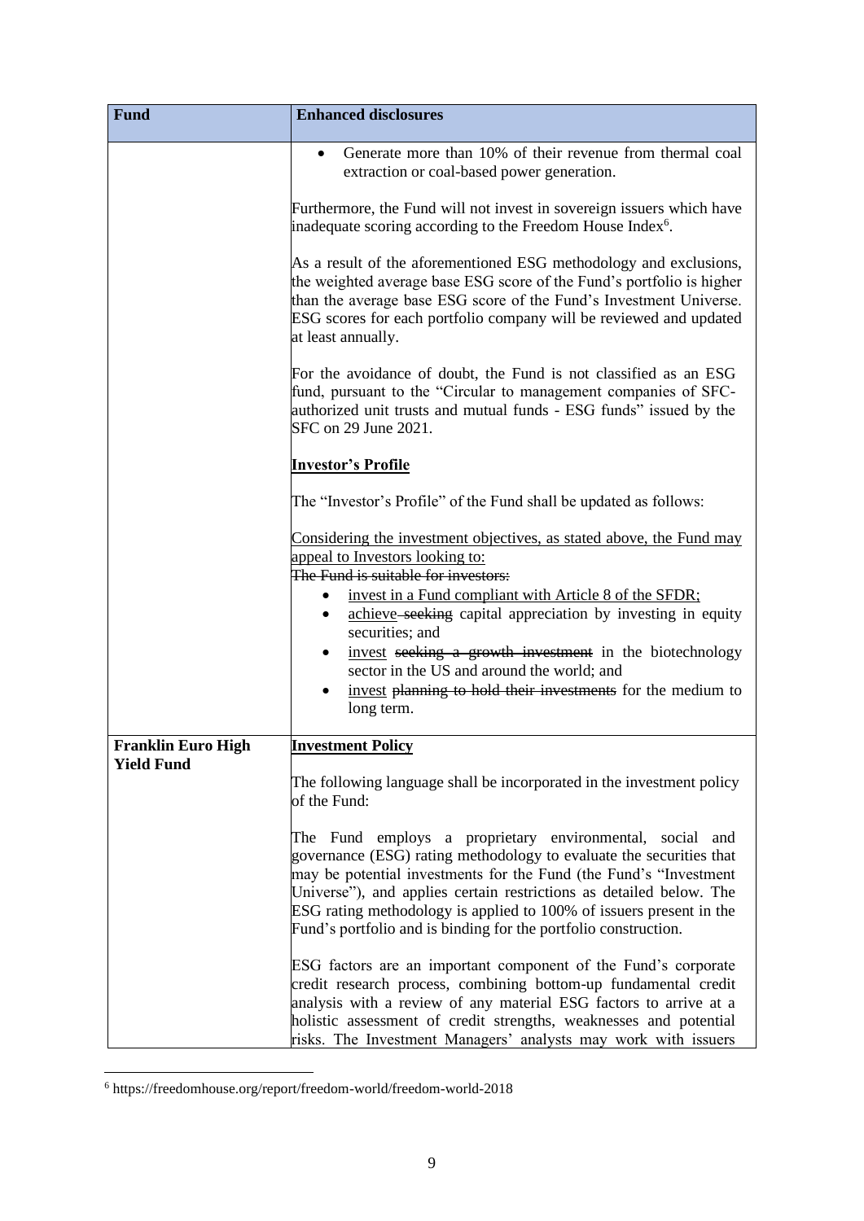| Fund | Enhanced disclosures |
|---|---|
| | • Generate more than 10% of their revenue from thermal coal extraction or coal-based power generation.<br><br>Furthermore, the Fund will not invest in sovereign issuers which have inadequate scoring according to the Freedom House Index[6].<br><br>As a result of the aforementioned ESG methodology and exclusions, the weighted average base ESG score of the Fund's portfolio is higher than the average base ESG score of the Fund's Investment Universe. ESG scores for each portfolio company will be reviewed and updated at least annually.<br><br>For the avoidance of doubt, the Fund is not classified as an ESG fund, pursuant to the "Circular to management companies of SFC-authorized unit trusts and mutual funds - ESG funds" issued by the SFC on 29 June 2021.<br><br>**<u>Investor's Profile</u>**<br><br>The "Investor's Profile" of the Fund shall be updated as follows:<br><br><u>Considering the investment objectives, as stated above, the Fund may appeal to Investors looking to:</u><br>~~The Fund is suitable for investors:~~<br>• <u>invest in a Fund compliant with Article 8 of the SFDR;</u><br>• <u>achieve</u> ~~seeking~~ capital appreciation by investing in equity securities; and<br>• <u>invest</u> ~~seeking a growth investment~~ in the biotechnology sector in the US and around the world; and<br>• <u>invest</u> ~~planning to hold their investments~~ for the medium to long term. |
| **Franklin Euro High Yield Fund** | **<u>Investment Policy</u>**<br><br>The following language shall be incorporated in the investment policy of the Fund:<br><br>The Fund employs a proprietary environmental, social and governance (ESG) rating methodology to evaluate the securities that may be potential investments for the Fund (the Fund's "Investment Universe"), and applies certain restrictions as detailed below. The ESG rating methodology is applied to 100% of issuers present in the Fund's portfolio and is binding for the portfolio construction.<br><br>ESG factors are an important component of the Fund's corporate credit research process, combining bottom-up fundamental credit analysis with a review of any material ESG factors to arrive at a holistic assessment of credit strengths, weaknesses and potential risks. The Investment Managers' analysts may work with issuers |

[6] https://freedomhouse.org/report/freedom-world/freedom-world-2018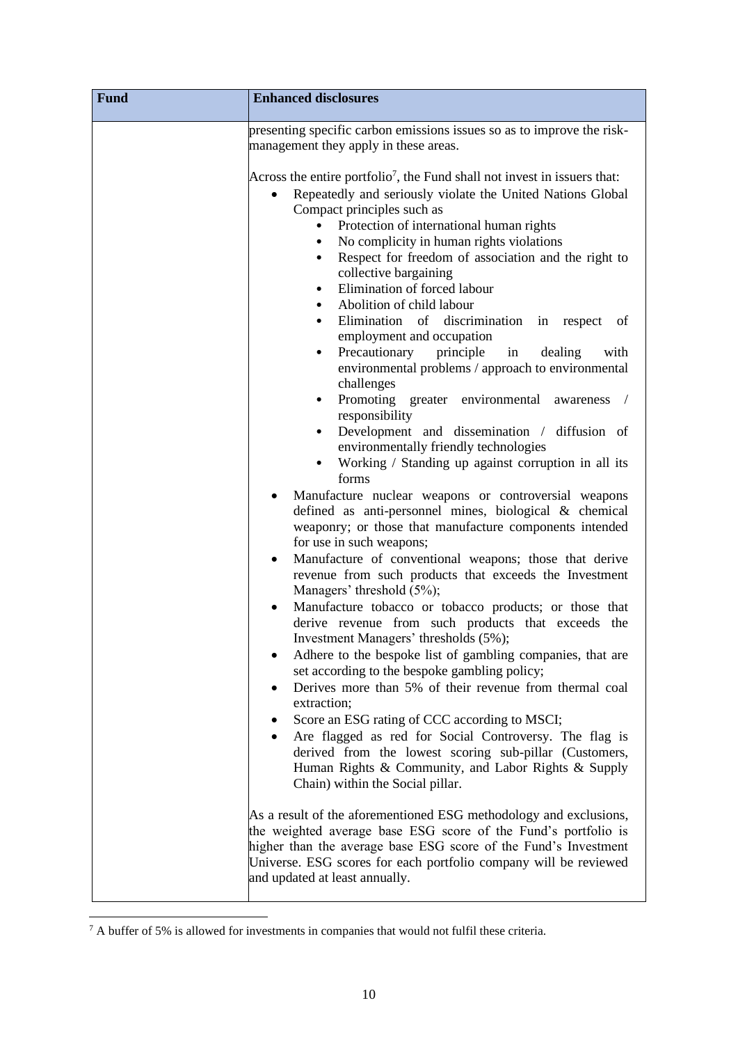| Fund | Enhanced disclosures |
|---|---|
| | presenting specific carbon emissions issues so as to improve the risk-management they apply in these areas.<br><br>Across the entire portfolio[7], the Fund shall not invest in issuers that:<br>• Repeatedly and seriously violate the United Nations Global Compact principles such as<br>  • Protection of international human rights<br>  • No complicity in human rights violations<br>  • Respect for freedom of association and the right to collective bargaining<br>  • Elimination of forced labour<br>  • Abolition of child labour<br>  • Elimination of discrimination in respect of employment and occupation<br>  • Precautionary principle in dealing with environmental problems / approach to environmental challenges<br>  • Promoting greater environmental awareness / responsibility<br>  • Development and dissemination / diffusion of environmentally friendly technologies<br>  • Working / Standing up against corruption in all its forms<br>• Manufacture nuclear weapons or controversial weapons defined as anti-personnel mines, biological & chemical weaponry; or those that manufacture components intended for use in such weapons;<br>• Manufacture of conventional weapons; those that derive revenue from such products that exceeds the Investment Managers' threshold (5%);<br>• Manufacture tobacco or tobacco products; or those that derive revenue from such products that exceeds the Investment Managers' thresholds (5%);<br>• Adhere to the bespoke list of gambling companies, that are set according to the bespoke gambling policy;<br>• Derives more than 5% of their revenue from thermal coal extraction;<br>• Score an ESG rating of CCC according to MSCI;<br>• Are flagged as red for Social Controversy. The flag is derived from the lowest scoring sub-pillar (Customers, Human Rights & Community, and Labor Rights & Supply Chain) within the Social pillar.<br><br>As a result of the aforementioned ESG methodology and exclusions, the weighted average base ESG score of the Fund's portfolio is higher than the average base ESG score of the Fund's Investment Universe. ESG scores for each portfolio company will be reviewed and updated at least annually. |

[7] A buffer of 5% is allowed for investments in companies that would not fulfil these criteria.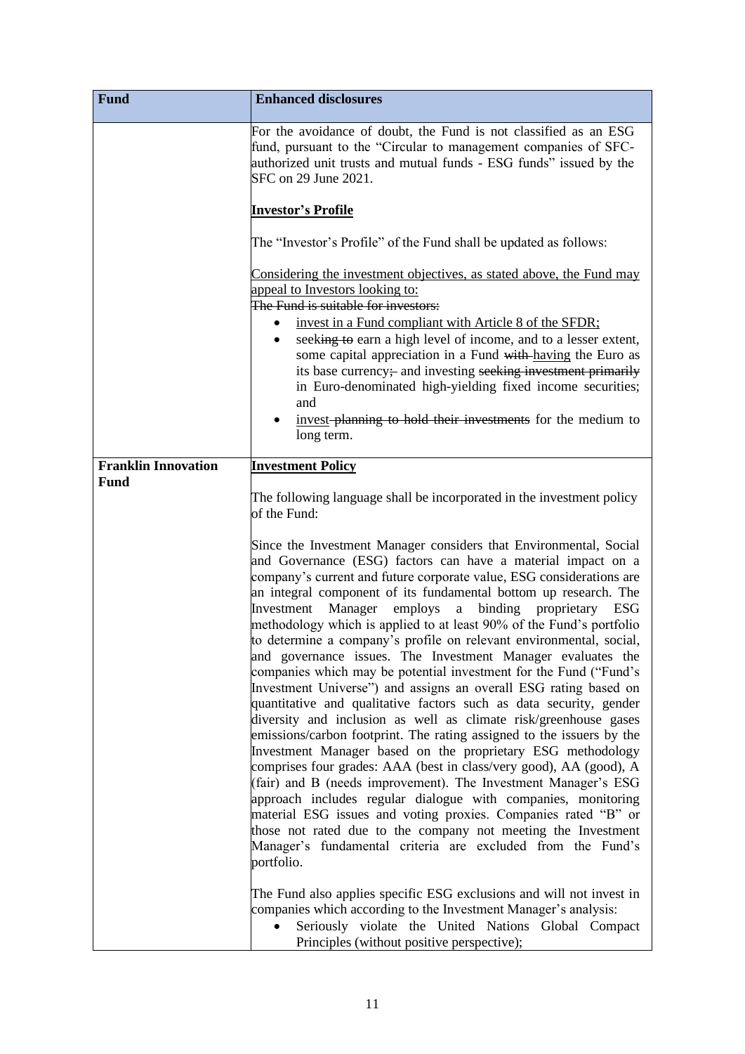| Fund | Enhanced disclosures |
|---|---|
| | For the avoidance of doubt, the Fund is not classified as an ESG fund, pursuant to the "Circular to management companies of SFC-authorized unit trusts and mutual funds - ESG funds" issued by the SFC on 29 June 2021.<br><br>**Investor's Profile**<br><br>The "Investor's Profile" of the Fund shall be updated as follows:<br><br>Considering the investment objectives, as stated above, the Fund may appeal to Investors looking to:<br>~~The Fund is suitable for investors:~~<br>• invest in a Fund compliant with Article 8 of the SFDR;<br>• seek~~ing to~~ earn a high level of income, and to a lesser extent, some capital appreciation in a Fund ~~with~~ having the Euro as its base currency~~;~~ and investing ~~seeking investment primarily~~ in Euro-denominated high-yielding fixed income securities; and<br>• invest ~~planning to hold their investments~~ for the medium to long term. |
| **Franklin Innovation Fund** | **Investment Policy**<br><br>The following language shall be incorporated in the investment policy of the Fund:<br><br>Since the Investment Manager considers that Environmental, Social and Governance (ESG) factors can have a material impact on a company's current and future corporate value, ESG considerations are an integral component of its fundamental bottom up research. The Investment Manager employs a binding proprietary ESG methodology which is applied to at least 90% of the Fund's portfolio to determine a company's profile on relevant environmental, social, and governance issues. The Investment Manager evaluates the companies which may be potential investment for the Fund ("Fund's Investment Universe") and assigns an overall ESG rating based on quantitative and qualitative factors such as data security, gender diversity and inclusion as well as climate risk/greenhouse gases emissions/carbon footprint. The rating assigned to the issuers by the Investment Manager based on the proprietary ESG methodology comprises four grades: AAA (best in class/very good), AA (good), A (fair) and B (needs improvement). The Investment Manager's ESG approach includes regular dialogue with companies, monitoring material ESG issues and voting proxies. Companies rated "B" or those not rated due to the company not meeting the Investment Manager's fundamental criteria are excluded from the Fund's portfolio.<br><br>The Fund also applies specific ESG exclusions and will not invest in companies which according to the Investment Manager's analysis:<br>• Seriously violate the United Nations Global Compact Principles (without positive perspective); |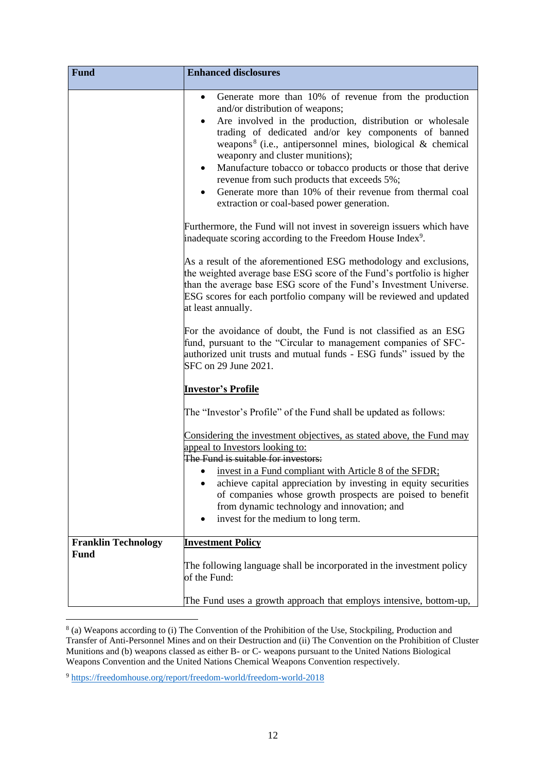| Fund | Enhanced disclosures |
| --- | --- |
| | • Generate more than 10% of revenue from the production and/or distribution of weapons;<br>• Are involved in the production, distribution or wholesale trading of dedicated and/or key components of banned weapons[8] (i.e., antipersonnel mines, biological & chemical weaponry and cluster munitions);<br>• Manufacture tobacco or tobacco products or those that derive revenue from such products that exceeds 5%;<br>• Generate more than 10% of their revenue from thermal coal extraction or coal-based power generation.<br><br>Furthermore, the Fund will not invest in sovereign issuers which have inadequate scoring according to the Freedom House Index[9].<br><br>As a result of the aforementioned ESG methodology and exclusions, the weighted average base ESG score of the Fund's portfolio is higher than the average base ESG score of the Fund's Investment Universe. ESG scores for each portfolio company will be reviewed and updated at least annually.<br><br>For the avoidance of doubt, the Fund is not classified as an ESG fund, pursuant to the "Circular to management companies of SFC-authorized unit trusts and mutual funds - ESG funds" issued by the SFC on 29 June 2021.<br><br>**<u>Investor's Profile</u>**<br><br>The "Investor's Profile" of the Fund shall be updated as follows:<br><br><u>Considering the investment objectives, as stated above, the Fund may appeal to Investors looking to:</u><br>~~The Fund is suitable for investors:~~<br>• <u>invest in a Fund compliant with Article 8 of the SFDR;</u><br>• achieve capital appreciation by investing in equity securities of companies whose growth prospects are poised to benefit from dynamic technology and innovation; and<br>• invest for the medium to long term. |
| **Franklin Technology Fund** | **<u>Investment Policy</u>**<br><br>The following language shall be incorporated in the investment policy of the Fund:<br><br>The Fund uses a growth approach that employs intensive, bottom-up, |

[8] (a) Weapons according to (i) The Convention of the Prohibition of the Use, Stockpiling, Production and Transfer of Anti-Personnel Mines and on their Destruction and (ii) The Convention on the Prohibition of Cluster Munitions and (b) weapons classed as either B- or C- weapons pursuant to the United Nations Biological Weapons Convention and the United Nations Chemical Weapons Convention respectively.

[9] https://freedomhouse.org/report/freedom-world/freedom-world-2018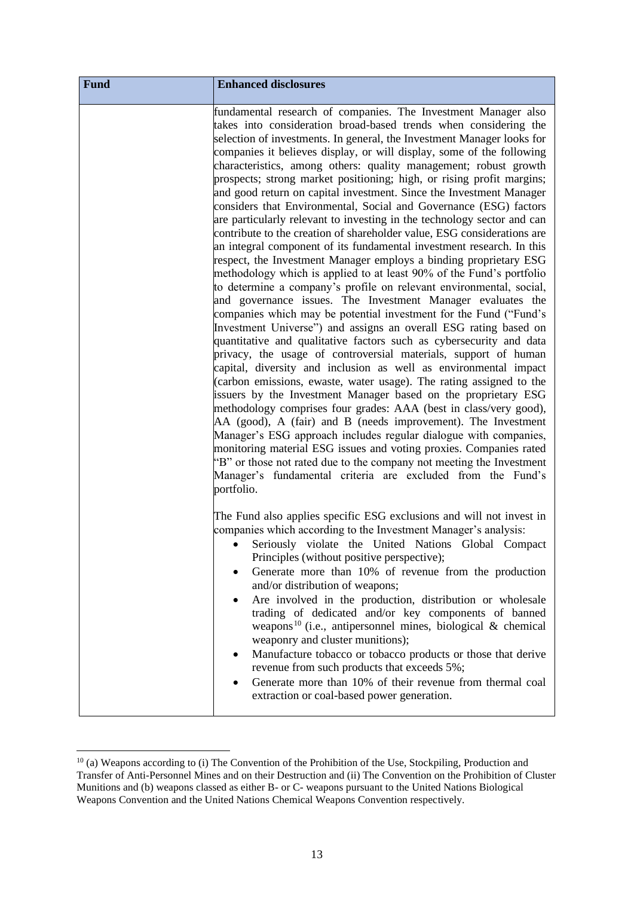| Fund | Enhanced disclosures |
|---|---|
| | fundamental research of companies. The Investment Manager also takes into consideration broad-based trends when considering the selection of investments. In general, the Investment Manager looks for companies it believes display, or will display, some of the following characteristics, among others: quality management; robust growth prospects; strong market positioning; high, or rising profit margins; and good return on capital investment. Since the Investment Manager considers that Environmental, Social and Governance (ESG) factors are particularly relevant to investing in the technology sector and can contribute to the creation of shareholder value, ESG considerations are an integral component of its fundamental investment research. In this respect, the Investment Manager employs a binding proprietary ESG methodology which is applied to at least 90% of the Fund's portfolio to determine a company's profile on relevant environmental, social, and governance issues. The Investment Manager evaluates the companies which may be potential investment for the Fund ("Fund's Investment Universe") and assigns an overall ESG rating based on quantitative and qualitative factors such as cybersecurity and data privacy, the usage of controversial materials, support of human capital, diversity and inclusion as well as environmental impact (carbon emissions, ewaste, water usage). The rating assigned to the issuers by the Investment Manager based on the proprietary ESG methodology comprises four grades: AAA (best in class/very good), AA (good), A (fair) and B (needs improvement). The Investment Manager's ESG approach includes regular dialogue with companies, monitoring material ESG issues and voting proxies. Companies rated "B" or those not rated due to the company not meeting the Investment Manager's fundamental criteria are excluded from the Fund's portfolio.<br><br>The Fund also applies specific ESG exclusions and will not invest in companies which according to the Investment Manager's analysis:<br>• Seriously violate the United Nations Global Compact Principles (without positive perspective);<br>• Generate more than 10% of revenue from the production and/or distribution of weapons;<br>• Are involved in the production, distribution or wholesale trading of dedicated and/or key components of banned weapons[10] (i.e., antipersonnel mines, biological & chemical weaponry and cluster munitions);<br>• Manufacture tobacco or tobacco products or those that derive revenue from such products that exceeds 5%;<br>• Generate more than 10% of their revenue from thermal coal extraction or coal-based power generation. |

[10] (a) Weapons according to (i) The Convention of the Prohibition of the Use, Stockpiling, Production and Transfer of Anti-Personnel Mines and on their Destruction and (ii) The Convention on the Prohibition of Cluster Munitions and (b) weapons classed as either B- or C- weapons pursuant to the United Nations Biological Weapons Convention and the United Nations Chemical Weapons Convention respectively.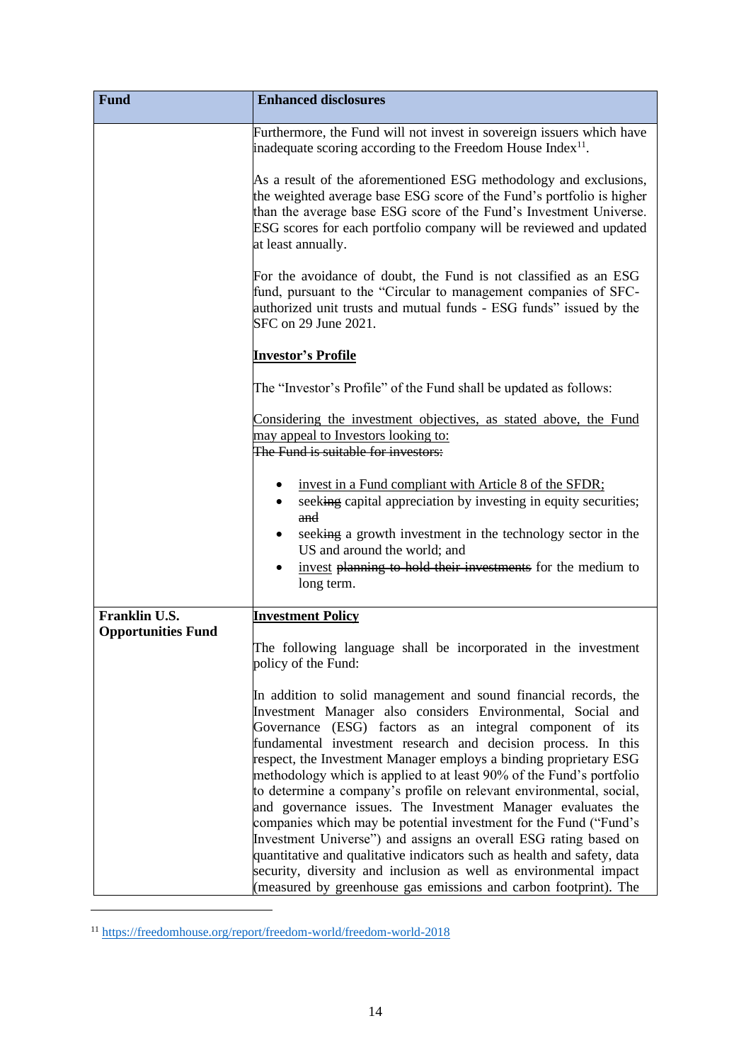| Fund | Enhanced disclosures |
| --- | --- |
| | Furthermore, the Fund will not invest in sovereign issuers which have inadequate scoring according to the Freedom House Index[11].<br><br>As a result of the aforementioned ESG methodology and exclusions, the weighted average base ESG score of the Fund's portfolio is higher than the average base ESG score of the Fund's Investment Universe. ESG scores for each portfolio company will be reviewed and updated at least annually.<br><br>For the avoidance of doubt, the Fund is not classified as an ESG fund, pursuant to the "Circular to management companies of SFC-authorized unit trusts and mutual funds - ESG funds" issued by the SFC on 29 June 2021.<br><br>**<u>Investor's Profile</u>**<br><br>The "Investor's Profile" of the Fund shall be updated as follows:<br><br><u>Considering the investment objectives, as stated above, the Fund may appeal to Investors looking to:</u><br>~~The Fund is suitable for investors:~~<br><br>• <u>invest in a Fund compliant with Article 8 of the SFDR;</u><br>• seek~~ing~~ capital appreciation by investing in equity securities; ~~and~~<br>• seek~~ing~~ a growth investment in the technology sector in the US and around the world; and<br>• <u>invest</u> ~~planning to hold their investments~~ for the medium to long term. |
| **Franklin U.S. Opportunities Fund** | **<u>Investment Policy</u>**<br><br>The following language shall be incorporated in the investment policy of the Fund:<br><br>In addition to solid management and sound financial records, the Investment Manager also considers Environmental, Social and Governance (ESG) factors as an integral component of its fundamental investment research and decision process. In this respect, the Investment Manager employs a binding proprietary ESG methodology which is applied to at least 90% of the Fund's portfolio to determine a company's profile on relevant environmental, social, and governance issues. The Investment Manager evaluates the companies which may be potential investment for the Fund ("Fund's Investment Universe") and assigns an overall ESG rating based on quantitative and qualitative indicators such as health and safety, data security, diversity and inclusion as well as environmental impact (measured by greenhouse gas emissions and carbon footprint). The |

[11] https://freedomhouse.org/report/freedom-world/freedom-world-2018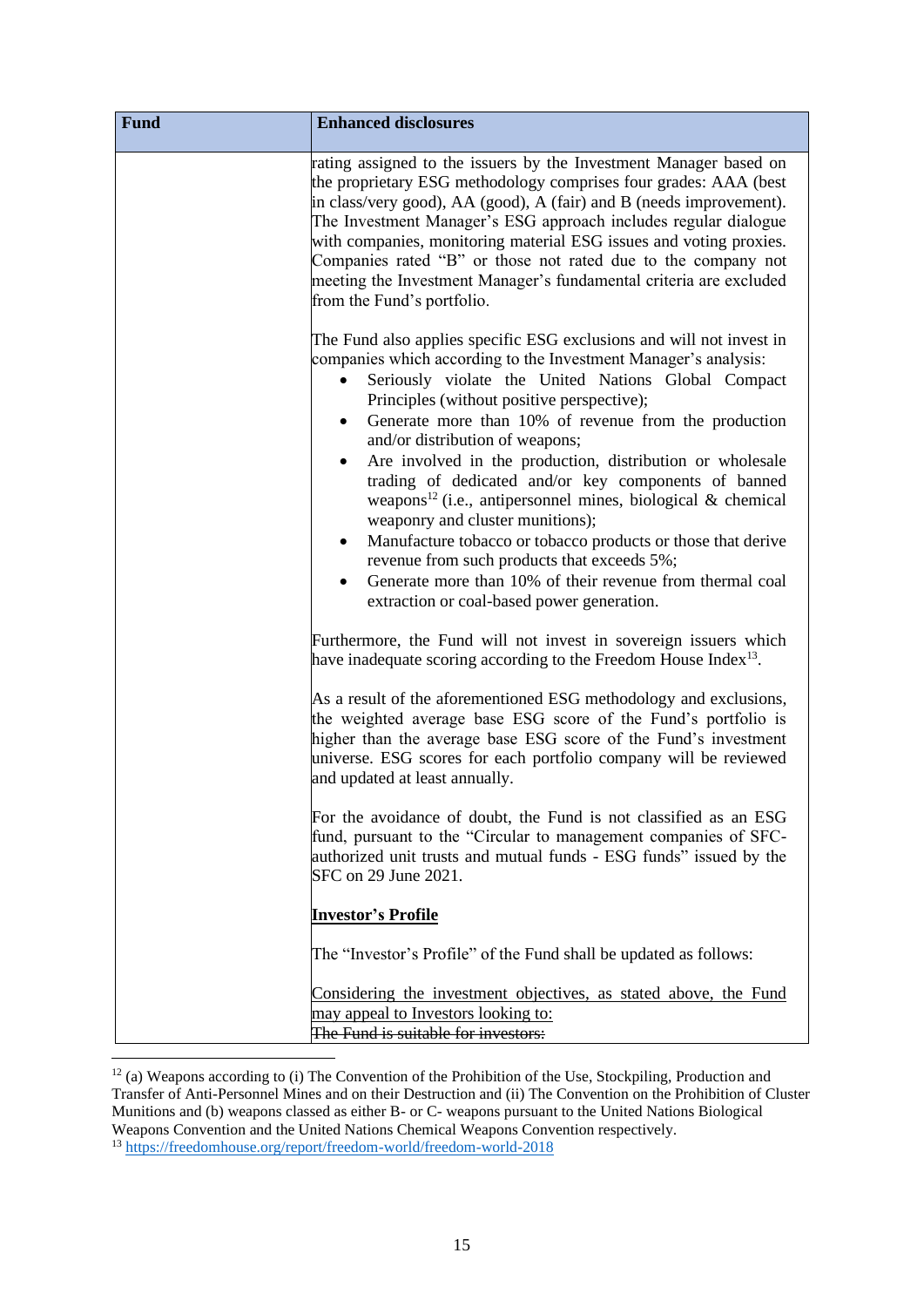| Fund | Enhanced disclosures |
|---|---|
| | rating assigned to the issuers by the Investment Manager based on the proprietary ESG methodology comprises four grades: AAA (best in class/very good), AA (good), A (fair) and B (needs improvement). The Investment Manager's ESG approach includes regular dialogue with companies, monitoring material ESG issues and voting proxies. Companies rated "B" or those not rated due to the company not meeting the Investment Manager's fundamental criteria are excluded from the Fund's portfolio.<br><br>The Fund also applies specific ESG exclusions and will not invest in companies which according to the Investment Manager's analysis:<br>• Seriously violate the United Nations Global Compact Principles (without positive perspective);<br>• Generate more than 10% of revenue from the production and/or distribution of weapons;<br>• Are involved in the production, distribution or wholesale trading of dedicated and/or key components of banned weapons[12] (i.e., antipersonnel mines, biological & chemical weaponry and cluster munitions);<br>• Manufacture tobacco or tobacco products or those that derive revenue from such products that exceeds 5%;<br>• Generate more than 10% of their revenue from thermal coal extraction or coal-based power generation.<br><br>Furthermore, the Fund will not invest in sovereign issuers which have inadequate scoring according to the Freedom House Index[13].<br><br>As a result of the aforementioned ESG methodology and exclusions, the weighted average base ESG score of the Fund's portfolio is higher than the average base ESG score of the Fund's investment universe. ESG scores for each portfolio company will be reviewed and updated at least annually.<br><br>For the avoidance of doubt, the Fund is not classified as an ESG fund, pursuant to the "Circular to management companies of SFC-authorized unit trusts and mutual funds - ESG funds" issued by the SFC on 29 June 2021.<br><br>**<u>Investor's Profile</u>**<br><br>The "Investor's Profile" of the Fund shall be updated as follows:<br><br><u>Considering the investment objectives, as stated above, the Fund may appeal to Investors looking to:</u><br>~~The Fund is suitable for investors:~~ |

[12] (a) Weapons according to (i) The Convention of the Prohibition of the Use, Stockpiling, Production and Transfer of Anti-Personnel Mines and on their Destruction and (ii) The Convention on the Prohibition of Cluster Munitions and (b) weapons classed as either B- or C- weapons pursuant to the United Nations Biological Weapons Convention and the United Nations Chemical Weapons Convention respectively.

[13] https://freedomhouse.org/report/freedom-world/freedom-world-2018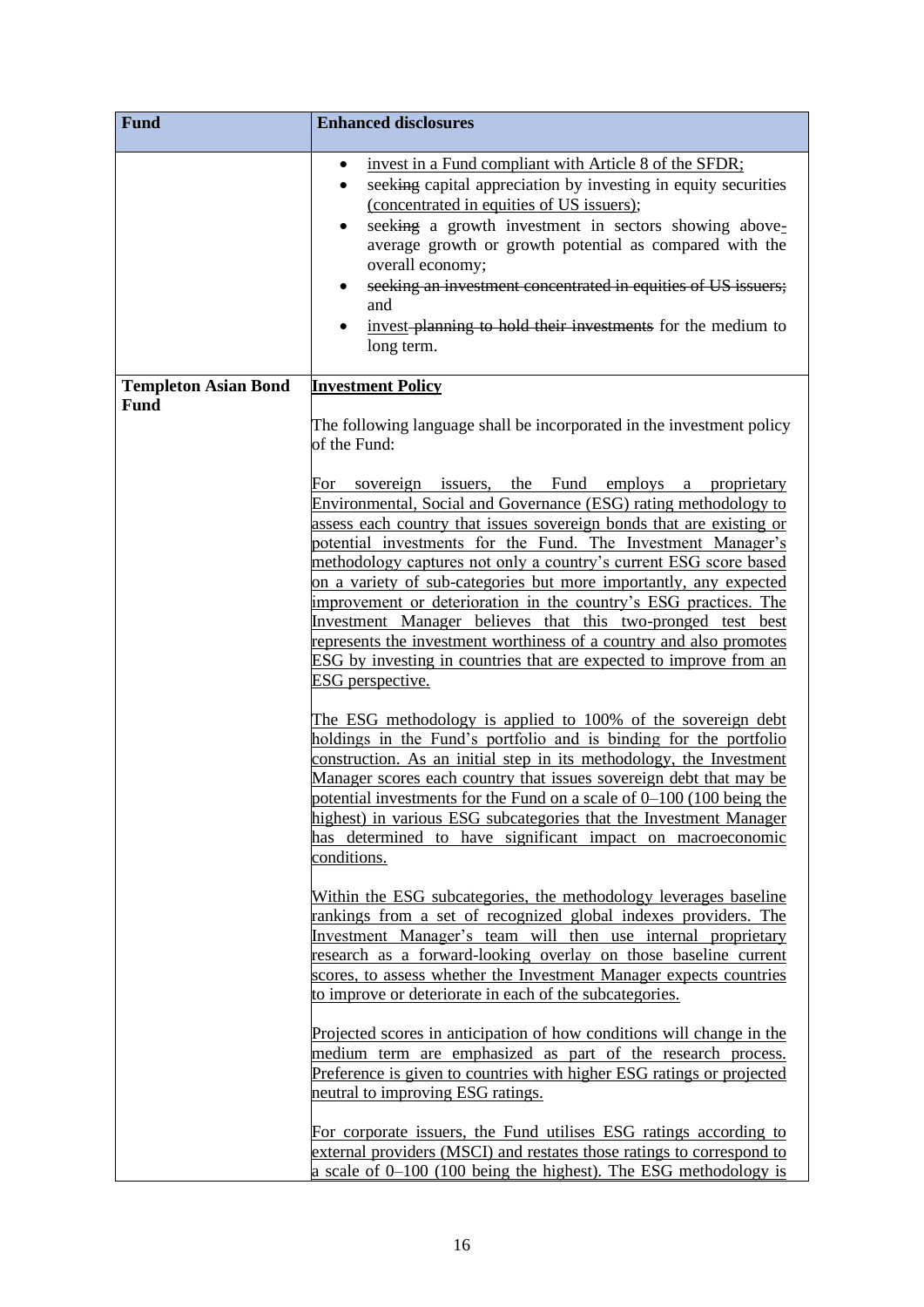| Fund | Enhanced disclosures |
| --- | --- |
| | • invest in a Fund compliant with Article 8 of the SFDR;<br>• seeking capital appreciation by investing in equity securities (concentrated in equities of US issuers);<br>• seeking a growth investment in sectors showing above-average growth or growth potential as compared with the overall economy;<br>• ~~seeking an investment concentrated in equities of US issuers;~~ and<br>• invest ~~planning to hold their investments~~ for the medium to long term. |
| **Templeton Asian Bond Fund** | **Investment Policy**<br><br>The following language shall be incorporated in the investment policy of the Fund:<br><br>For sovereign issuers, the Fund employs a proprietary Environmental, Social and Governance (ESG) rating methodology to assess each country that issues sovereign bonds that are existing or potential investments for the Fund. The Investment Manager's methodology captures not only a country's current ESG score based on a variety of sub-categories but more importantly, any expected improvement or deterioration in the country's ESG practices. The Investment Manager believes that this two-pronged test best represents the investment worthiness of a country and also promotes ESG by investing in countries that are expected to improve from an ESG perspective.<br><br>The ESG methodology is applied to 100% of the sovereign debt holdings in the Fund's portfolio and is binding for the portfolio construction. As an initial step in its methodology, the Investment Manager scores each country that issues sovereign debt that may be potential investments for the Fund on a scale of 0–100 (100 being the highest) in various ESG subcategories that the Investment Manager has determined to have significant impact on macroeconomic conditions.<br><br>Within the ESG subcategories, the methodology leverages baseline rankings from a set of recognized global indexes providers. The Investment Manager's team will then use internal proprietary research as a forward-looking overlay on those baseline current scores, to assess whether the Investment Manager expects countries to improve or deteriorate in each of the subcategories.<br><br>Projected scores in anticipation of how conditions will change in the medium term are emphasized as part of the research process. Preference is given to countries with higher ESG ratings or projected neutral to improving ESG ratings.<br><br>For corporate issuers, the Fund utilises ESG ratings according to external providers (MSCI) and restates those ratings to correspond to a scale of 0–100 (100 being the highest). The ESG methodology is |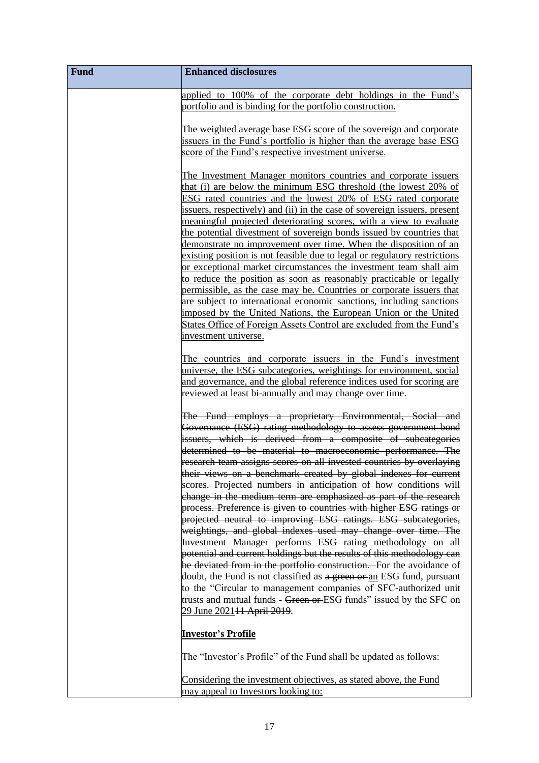| Fund | Enhanced disclosures |
|---|---|
| | applied to 100% of the corporate debt holdings in the Fund's portfolio and is binding for the portfolio construction.<br><br>The weighted average base ESG score of the sovereign and corporate issuers in the Fund's portfolio is higher than the average base ESG score of the Fund's respective investment universe.<br><br>The Investment Manager monitors countries and corporate issuers that (i) are below the minimum ESG threshold (the lowest 20% of ESG rated countries and the lowest 20% of ESG rated corporate issuers, respectively) and (ii) in the case of sovereign issuers, present meaningful projected deteriorating scores, with a view to evaluate the potential divestment of sovereign bonds issued by countries that demonstrate no improvement over time. When the disposition of an existing position is not feasible due to legal or regulatory restrictions or exceptional market circumstances the investment team shall aim to reduce the position as soon as reasonably practicable or legally permissible, as the case may be. Countries or corporate issuers that are subject to international economic sanctions, including sanctions imposed by the United Nations, the European Union or the United States Office of Foreign Assets Control are excluded from the Fund's investment universe.<br><br>The countries and corporate issuers in the Fund's investment universe, the ESG subcategories, weightings for environment, social and governance, and the global reference indices used for scoring are reviewed at least bi-annually and may change over time.<br><br>~~The Fund employs a proprietary Environmental, Social and Governance (ESG) rating methodology to assess government bond issuers, which is derived from a composite of subcategories determined to be material to macroeconomic performance. The research team assigns scores on all invested countries by overlaying their views on a benchmark created by global indexes for current scores. Projected numbers in anticipation of how conditions will change in the medium term are emphasized as part of the research process. Preference is given to countries with higher ESG ratings or projected neutral to improving ESG ratings. ESG subcategories, weightings, and global indexes used may change over time. The Investment Manager performs ESG rating methodology on all potential and current holdings but the results of this methodology can be deviated from in the portfolio construction.~~ For the avoidance of doubt, the Fund is not classified as ~~a green or~~ an ESG fund, pursuant to the "Circular to management companies of SFC-authorized unit trusts and mutual funds - ~~Green or~~ ESG funds" issued by the SFC on 29 June 2021~~11 April 2019~~.<br><br>**Investor's Profile**<br><br>The "Investor's Profile" of the Fund shall be updated as follows:<br><br>Considering the investment objectives, as stated above, the Fund may appeal to Investors looking to: |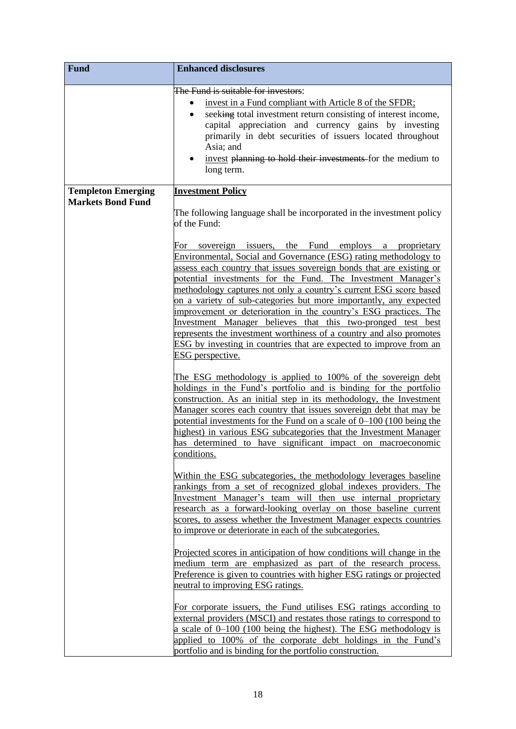| Fund | Enhanced disclosures |
| --- | --- |
| | ~~The Fund is suitable for investors~~:<br>• invest in a Fund compliant with Article 8 of the SFDR;<br>• seek~~ing~~ total investment return consisting of interest income, capital appreciation and currency gains by investing primarily in debt securities of issuers located throughout Asia; and<br>• invest ~~planning to hold their investments~~ for the medium to long term. |
| **Templeton Emerging Markets Bond Fund** | **Investment Policy**<br><br>The following language shall be incorporated in the investment policy of the Fund:<br><br>For sovereign issuers, the Fund employs a proprietary Environmental, Social and Governance (ESG) rating methodology to assess each country that issues sovereign bonds that are existing or potential investments for the Fund. The Investment Manager's methodology captures not only a country's current ESG score based on a variety of sub-categories but more importantly, any expected improvement or deterioration in the country's ESG practices. The Investment Manager believes that this two-pronged test best represents the investment worthiness of a country and also promotes ESG by investing in countries that are expected to improve from an ESG perspective.<br><br>The ESG methodology is applied to 100% of the sovereign debt holdings in the Fund's portfolio and is binding for the portfolio construction. As an initial step in its methodology, the Investment Manager scores each country that issues sovereign debt that may be potential investments for the Fund on a scale of 0–100 (100 being the highest) in various ESG subcategories that the Investment Manager has determined to have significant impact on macroeconomic conditions.<br><br>Within the ESG subcategories, the methodology leverages baseline rankings from a set of recognized global indexes providers. The Investment Manager's team will then use internal proprietary research as a forward-looking overlay on those baseline current scores, to assess whether the Investment Manager expects countries to improve or deteriorate in each of the subcategories.<br><br>Projected scores in anticipation of how conditions will change in the medium term are emphasized as part of the research process. Preference is given to countries with higher ESG ratings or projected neutral to improving ESG ratings.<br><br>For corporate issuers, the Fund utilises ESG ratings according to external providers (MSCI) and restates those ratings to correspond to a scale of 0–100 (100 being the highest). The ESG methodology is applied to 100% of the corporate debt holdings in the Fund's portfolio and is binding for the portfolio construction. |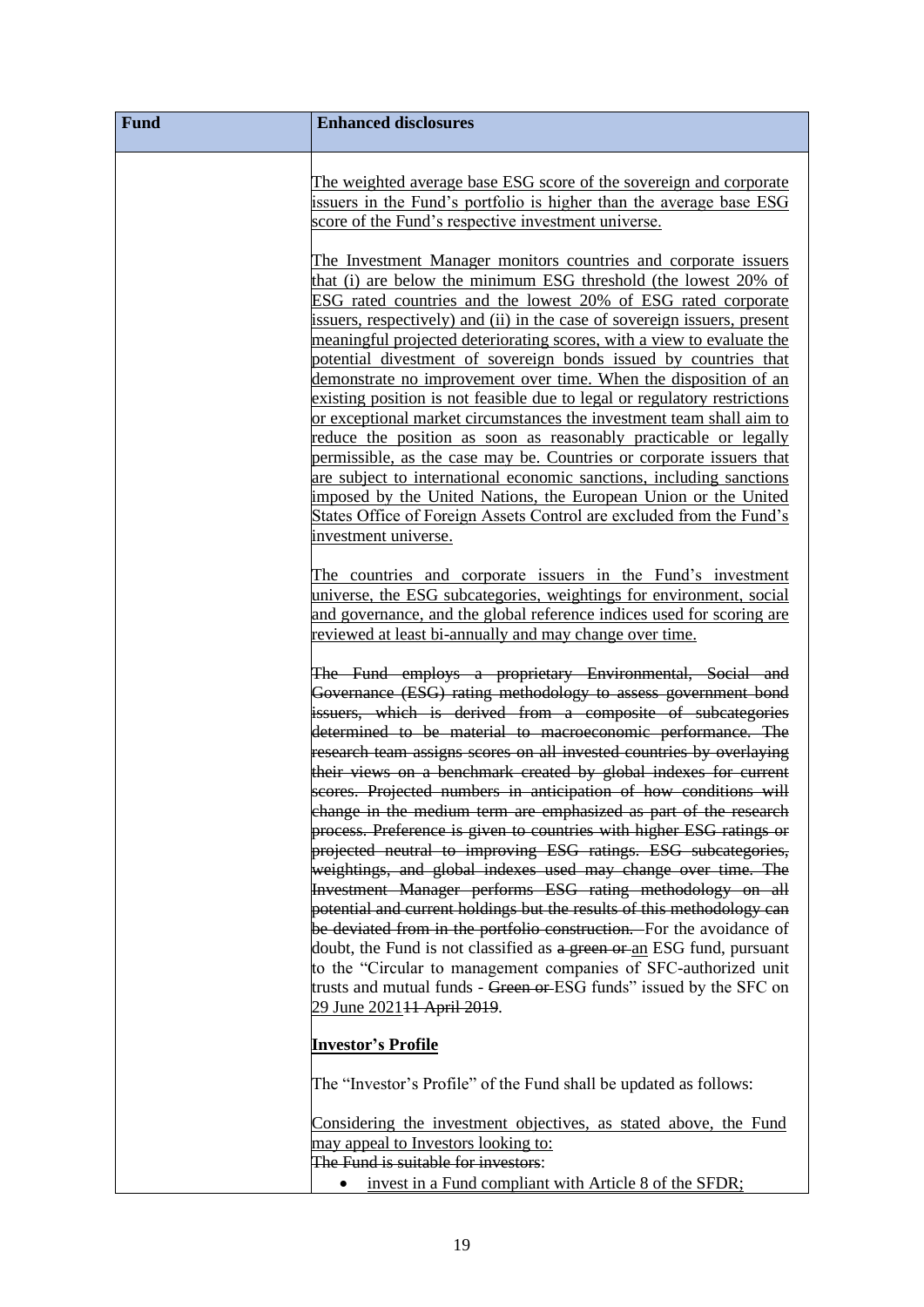| Fund | Enhanced disclosures |
|---|---|
| | The weighted average base ESG score of the sovereign and corporate issuers in the Fund's portfolio is higher than the average base ESG score of the Fund's respective investment universe.<br><br>The Investment Manager monitors countries and corporate issuers that (i) are below the minimum ESG threshold (the lowest 20% of ESG rated countries and the lowest 20% of ESG rated corporate issuers, respectively) and (ii) in the case of sovereign issuers, present meaningful projected deteriorating scores, with a view to evaluate the potential divestment of sovereign bonds issued by countries that demonstrate no improvement over time. When the disposition of an existing position is not feasible due to legal or regulatory restrictions or exceptional market circumstances the investment team shall aim to reduce the position as soon as reasonably practicable or legally permissible, as the case may be. Countries or corporate issuers that are subject to international economic sanctions, including sanctions imposed by the United Nations, the European Union or the United States Office of Foreign Assets Control are excluded from the Fund's investment universe.<br><br>The countries and corporate issuers in the Fund's investment universe, the ESG subcategories, weightings for environment, social and governance, and the global reference indices used for scoring are reviewed at least bi-annually and may change over time.<br><br>~~The Fund employs a proprietary Environmental, Social and Governance (ESG) rating methodology to assess government bond issuers, which is derived from a composite of subcategories determined to be material to macroeconomic performance. The research team assigns scores on all invested countries by overlaying their views on a benchmark created by global indexes for current scores. Projected numbers in anticipation of how conditions will change in the medium term are emphasized as part of the research process. Preference is given to countries with higher ESG ratings or projected neutral to improving ESG ratings. ESG subcategories, weightings, and global indexes used may change over time. The Investment Manager performs ESG rating methodology on all potential and current holdings but the results of this methodology can be deviated from in the portfolio construction.~~ For the avoidance of doubt, the Fund is not classified as ~~a green or~~ an ESG fund, pursuant to the "Circular to management companies of SFC-authorized unit trusts and mutual funds - ~~Green or~~ ESG funds" issued by the SFC on 29 June 2021~~11 April 2019~~.<br><br>**Investor's Profile**<br><br>The "Investor's Profile" of the Fund shall be updated as follows:<br><br>Considering the investment objectives, as stated above, the Fund may appeal to Investors looking to:<br>~~The Fund is suitable for investors~~:<br>• invest in a Fund compliant with Article 8 of the SFDR; |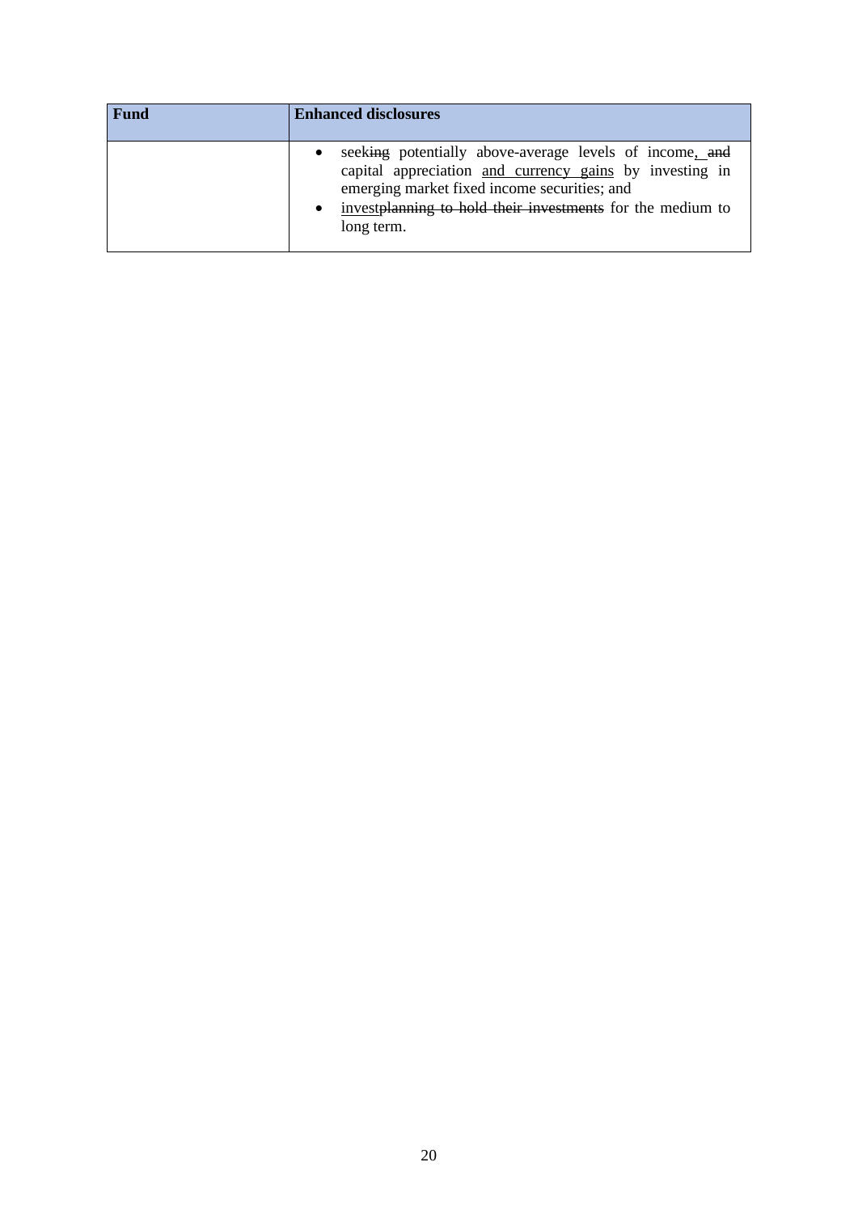| Fund | Enhanced disclosures |
|---|---|
| | • seek~~ing~~ potentially above-average levels of income<u>,</u> ~~and~~ capital appreciation <u>and currency gains</u> by investing in emerging market fixed income securities; and<br>• <u>invest</u>~~planning to hold their investments~~ for the medium to long term. |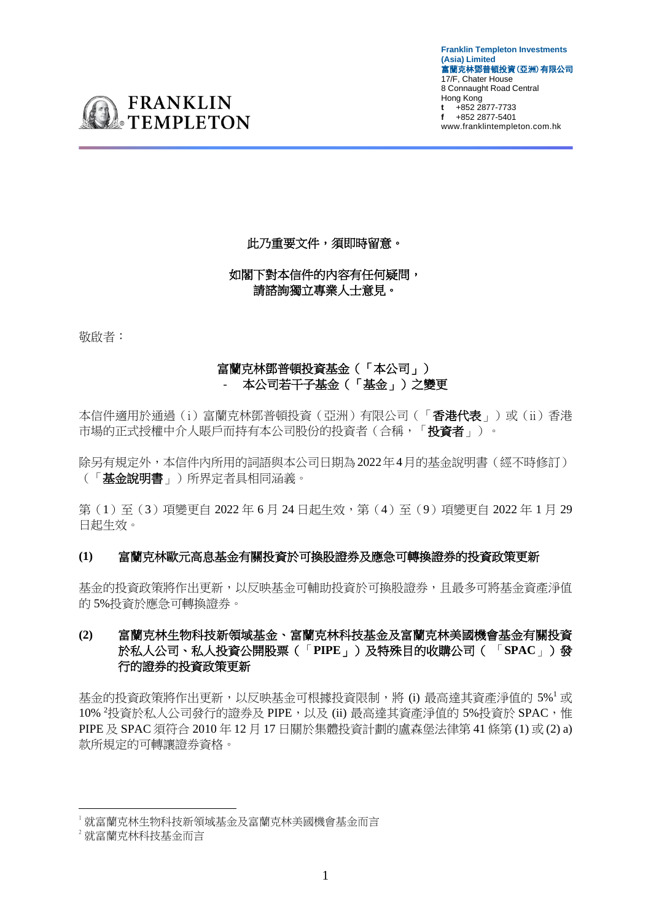**Franklin Templeton Investments (Asia) Limited**
**富蘭克林鄧普頓投資(亞洲)有限公司**
17/F, Chater House
8 Connaught Road Central
Hong Kong
**t** +852 2877-7733
**f** +852 2877-5401
www.franklintempleton.com.hk

**此乃重要文件，須即時留意。**

**如閣下對本信件的內容有任何疑問，**
**請諮詢獨立專業人士意見。**

敬啟者：

**富蘭克林鄧普頓投資基金（「本公司」）**
**- 本公司若干子基金（「基金」）之變更**

本信件適用於通過（i）富蘭克林鄧普頓投資（亞洲）有限公司（「**香港代表**」）或（ii）香港市場的正式授權中介人賬戶而持有本公司股份的投資者（合稱，「**投資者**」）。

除另有規定外，本信件內所用的詞語與本公司日期為2022年4月的基金說明書（經不時修訂）（「**基金說明書**」）所界定者具相同涵義。

第（1）至（3）項變更自 2022 年 6 月 24 日起生效，第（4）至（9）項變更自 2022 年 1 月 29 日起生效。

### (1) 富蘭克林歐元高息基金有關投資於可換股證券及應急可轉換證券的投資政策更新

基金的投資政策將作出更新，以反映基金可輔助投資於可換股證券，且最多可將基金資產淨值的 5%投資於應急可轉換證券。

### (2) 富蘭克林生物科技新領域基金、富蘭克林科技基金及富蘭克林美國機會基金有關投資於私人公司、私人投資公開股票（「PIPE」）及特殊目的收購公司（「SPAC」）發行的證券的投資政策更新

基金的投資政策將作出更新，以反映基金可根據投資限制，將 (i) 最高達其資產淨值的 5%[1] 或 10%[2] 投資於私人公司發行的證券及 PIPE，以及 (ii) 最高達其資產淨值的 5%投資於 SPAC，惟 PIPE 及 SPAC 須符合 2010 年 12 月 17 日關於集體投資計劃的盧森堡法律第 41 條第 (1) 或 (2) a) 款所規定的可轉讓證券資格。

[1] 就富蘭克林生物科技新領域基金及富蘭克林美國機會基金而言

[2] 就富蘭克林科技基金而言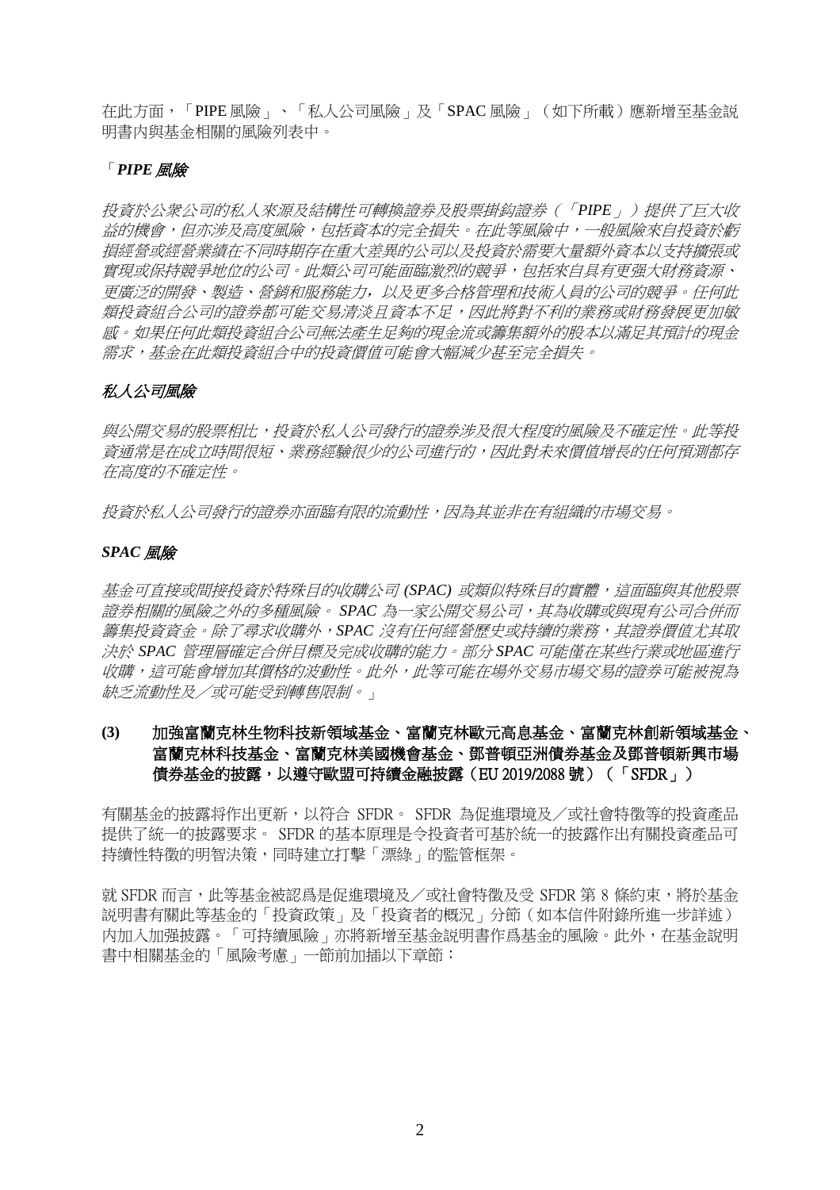在此方面，「PIPE 風險」、「私人公司風險」及「SPAC 風險」（如下所載）應新增至基金說明書內與基金相關的風險列表中。

「*PIPE 風險*

*投資於公眾公司的私人來源及結構性可轉換證券及股票掛鈎證券（「PIPE」）提供了巨大收益的機會，但亦涉及高度風險，包括資本的完全損失。在此等風險中，一般風險來自投資於虧損經營或經營業績在不同時期存在重大差異的公司以及投資於需要大量額外資本以支持擴展或實現或保持競爭地位的公司。此類公司可能面臨激烈的競爭，包括來自具有更強大財務資源、更廣泛的開發、製造、營銷和服務能力，以及更多合格管理和技術人員的公司的競爭。任何此類投資組合公司的證券都可能交易清淡且資本不足，因此將對不利的業務或財務發展更加敏感。如果任何此類投資組合公司無法產生足夠的現金流或籌集額外的股本以滿足其預計的現金需求，基金在此類投資組合中的投資價值可能會大幅減少甚至完全損失。*

*私人公司風險*

*與公開交易的股票相比，投資於私人公司發行的證券涉及很大程度的風險及不確定性。此等投資通常是在成立時間很短、業務經驗很少的公司進行的，因此對未來價值增長的任何預測都存在高度的不確定性。*

*投資於私人公司發行的證券亦面臨有限的流動性，因為其並非在有組織的市場交易。*

*SPAC 風險*

*基金可直接或間接投資於特殊目的收購公司 (SPAC) 或類似特殊目的實體，這面臨與其他股票證券相關的風險之外的多種風險。SPAC 為一家公開交易公司，其為收購或與現有公司合併而籌集投資資金。除了尋求收購外，SPAC 沒有任何經營歷史或持續的業務，其證券價值尤其取決於 SPAC 管理層確定合併目標及完成收購的能力。部分 SPAC 可能僅在某些行業或地區進行收購，這可能會增加其價格的波動性。此外，此等可能在場外交易市場交易的證券可能被視為缺乏流動性及／或可能受到轉售限制。*」

**(3) 加強富蘭克林生物科技新領域基金、富蘭克林歐元高息基金、富蘭克林創新領域基金、富蘭克林科技基金、富蘭克林美國機會基金、鄧普頓亞洲債券基金及鄧普頓新興市場債券基金的披露，以遵守歐盟可持續金融披露（EU 2019/2088 號）（「SFDR」）**

有關基金的披露將作出更新，以符合 SFDR。 SFDR 為促進環境及／或社會特徵等的投資產品提供了統一的披露要求。 SFDR 的基本原理是令投資者可基於統一的披露作出有關投資產品可持續性特徵的明智決策，同時建立打擊「漂綠」的監管框架。

就 SFDR 而言，此等基金被認爲是促進環境及／或社會特徵及受 SFDR 第 8 條約束，將於基金說明書有關此等基金的「投資政策」及「投資者的概況」分節（如本信件附錄所進一步詳述）內加入加强披露。「可持續風險」亦將新增至基金說明書作爲基金的風險。此外，在基金說明書中相關基金的「風險考慮」一節前加插以下章節：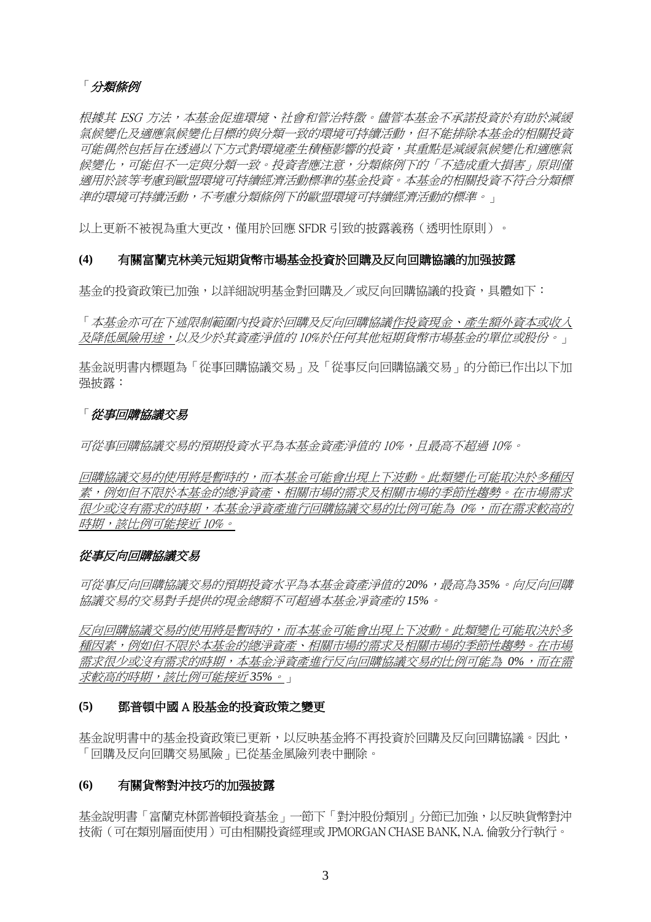「*分類條例*

*根據其 ESG 方法，本基金促進環境、社會和管治特徵。儘管本基金不承諾投資於有助於減緩氣候變化及適應氣候變化目標的與分類一致的環境可持續活動，但不能排除本基金的相關投資可能偶然包括旨在透過以下方式對環境產生積極影響的投資，其重點是減緩氣候變化和適應氣候變化，可能但不一定與分類一致。投資者應注意，分類條例下的「不造成重大損害」原則僅適用於該等考慮到歐盟環境可持續經濟活動標準的基金投資。本基金的相關投資不符合分類標準的環境可持續活動，不考慮分類條例下的歐盟環境可持續經濟活動的標準。*」

以上更新不被視為重大更改，僅用於回應 SFDR 引致的披露義務（透明性原則）。

**(4) 有關富蘭克林美元短期貨幣市場基金投資於回購及反向回購協議的加強披露**

基金的投資政策已加強，以詳細說明基金對回購及／或反向回購協議的投資，具體如下：

「*本基金亦可在下述限制範圍內投資於回購及反向回購協議作投資現金、產生額外資本或收入及降低風險用途，以及少於其資產淨值的 10%於任何其他短期貨幣市場基金的單位或股份。*」

基金說明書內標題為「從事回購協議交易」及「從事反向回購協議交易」的分節已作出以下加強披露：

「***從事回購協議交易***

*可從事回購協議交易的預期投資水平為本基金資產淨值的 10%，且最高不超過 10%。*

*回購協議交易的使用將是暫時的，而本基金可能會出現上下波動。此類變化可能取決於多種因素，例如但不限於本基金的總淨資產、相關市場的需求及相關市場的季節性趨勢。在市場需求很少或沒有需求的時期，本基金淨資產進行回購協議交易的比例可能為 0%，而在需求較高的時期，該比例可能接近 10%。*

***從事反向回購協議交易***

*可從事反向回購協議交易的預期投資水平為本基金資產淨值的20%，最高為35%。向反向回購協議交易的交易對手提供的現金總額不可超過本基金淨資產的 15%。*

*反向回購協議交易的使用將是暫時的，而本基金可能會出現上下波動。此類變化可能取決於多種因素，例如但不限於本基金的總淨資產、相關市場的需求及相關市場的季節性趨勢。在市場需求很少或沒有需求的時期，本基金淨資產進行反向回購協議交易的比例可能為 0%，而在需求較高的時期，該比例可能接近 35%。*」

**(5) 鄧普頓中國 A 股基金的投資政策之變更**

基金說明書中的基金投資政策已更新，以反映基金將不再投資於回購及反向回購協議。因此，「回購及反向回購交易風險」已從基金風險列表中刪除。

**(6) 有關貨幣對沖技巧的加強披露**

基金說明書「富蘭克林鄧普頓投資基金」一節下「對沖股份類別」分節已加強，以反映貨幣對沖技術（可在類別層面使用）可由相關投資經理或 JPMORGAN CHASE BANK, N.A. 倫敦分行執行。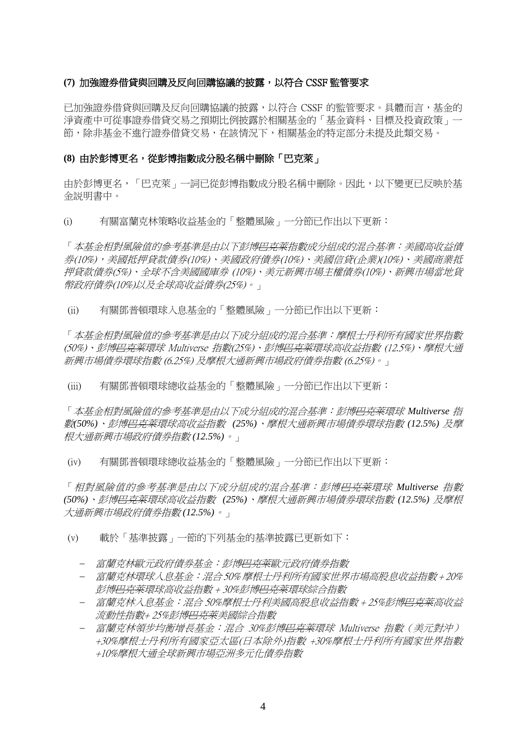**(7) 加強證券借貸與回購及反向回購協議的披露，以符合 CSSF 監管要求**

已加強證券借貸與回購及反向回購協議的披露，以符合 CSSF 的監管要求。具體而言，基金的淨資產中可從事證券借貸交易之預期比例披露於相關基金的「基金資料、目標及投資政策」一節，除非基金不進行證券借貸交易，在該情況下，相關基金的特定部分未提及此類交易。

**(8) 由於彭博更名，從彭博指數成分股名稱中刪除「巴克萊」**

由於彭博更名，「巴克萊」一詞已從彭博指數成分股名稱中刪除。因此，以下變更已反映於基金說明書中。

(i) 有關富蘭克林策略收益基金的「整體風險」一分節已作出以下更新：

「*本基金相對風險值的參考基準是由以下彭博~~巴克萊~~指數成分組成的混合基準：美國高收益債券(10%)，美國抵押貸款債券(10%)、美國政府債券(10%)、美國信貸(企業)(10%)、美國商業抵押貸款債券(5%)、全球不含美國國庫券 (10%)、美元新興市場主權債券(10%)、新興市場當地貨幣政府債券(10%)以及全球高收益債券(25%)。*」

(ii) 有關鄧普頓環球入息基金的「整體風險」一分節已作出以下更新：

「*本基金相對風險值的參考基準是由以下成分組成的混合基準：摩根士丹利所有國家世界指數(50%)、彭博~~巴克萊~~環球 Multiverse 指數(25%)、彭博~~巴克萊~~環球高收益指數 (12.5%)、摩根大通新興市場債券環球指數 (6.25%) 及摩根大通新興市場政府債券指數 (6.25%)。*」

(iii) 有關鄧普頓環球總收益基金的「整體風險」一分節已作出以下更新：

「*本基金相對風險值的參考基準是由以下成分組成的混合基準：彭博~~巴克萊~~環球 Multiverse 指數(50%)、彭博~~巴克萊~~環球高收益指數 (25%)、摩根大通新興市場債券環球指數 (12.5%) 及摩根大通新興市場政府債券指數 (12.5%)。*」

(iv) 有關鄧普頓環球總收益基金的「整體風險」一分節已作出以下更新：

「*相對風險值的參考基準是由以下成分組成的混合基準：彭博~~巴克萊~~環球 Multiverse 指數 (50%)、彭博~~巴克萊~~環球高收益指數 (25%)、摩根大通新興市場債券環球指數 (12.5%) 及摩根大通新興市場政府債券指數 (12.5%)。*」

(v) 載於「基準披露」一節的下列基金的基準披露已更新如下：

- *富蘭克林歐元政府債券基金：彭博~~巴克萊~~歐元政府債券指數*
- *富蘭克林環球入息基金：混合 50% 摩根士丹利所有國家世界市場高股息收益指數 + 20% 彭博~~巴克萊~~環球高收益指數 + 30%彭博~~巴克萊~~環球綜合指數*
- *富蘭克林入息基金：混合 50%摩根士丹利美國高股息收益指數 + 25%彭博~~巴克萊~~高收益流動性指數+ 25%彭博~~巴克萊~~美國綜合指數*
- *富蘭克林領步均衡增長基金：混合 30%彭博~~巴克萊~~環球 Multiverse 指數（美元對沖）+30%摩根士丹利所有國家亞太區(日本除外)指數 +30%摩根士丹利所有國家世界指數 +10%摩根大通全球新興市場亞洲多元化債券指數*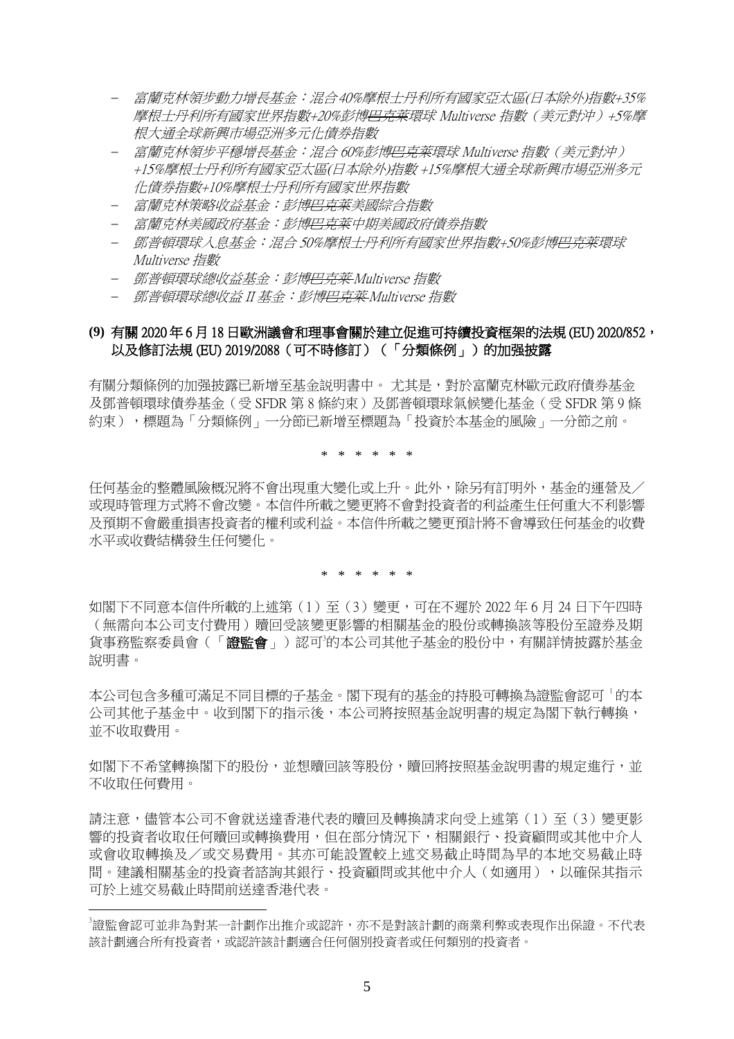- *富蘭克林領步動力增長基金：混合40%摩根士丹利所有國家亞太區(日本除外)指數+35%摩根士丹利所有國家世界指數+20%彭博~~巴克萊~~環球 Multiverse 指數（美元對沖）+5%摩根大通全球新興市場亞洲多元化債券指數*
- *富蘭克林領步平穩增長基金：混合 60%彭博~~巴克萊~~環球 Multiverse 指數（美元對沖）+15%摩根士丹利所有國家亞太區(日本除外)指數 +15%摩根大通全球新興市場亞洲多元化債券指數+10%摩根士丹利所有國家世界指數*
- *富蘭克林策略收益基金：彭博~~巴克萊~~美國綜合指數*
- *富蘭克林美國政府基金：彭博~~巴克萊~~中期美國政府債券指數*
- *鄧普頓環球入息基金：混合 50%摩根士丹利所有國家世界指數+50%彭博~~巴克萊~~環球 Multiverse 指數*
- *鄧普頓環球總收益基金：彭博~~巴克萊~~ Multiverse 指數*
- *鄧普頓環球總收益 II 基金：彭博~~巴克萊~~ Multiverse 指數*

**(9) 有關 2020 年 6 月 18 日歐洲議會和理事會關於建立促進可持續投資框架的法規 (EU) 2020/852，以及修訂法規 (EU) 2019/2088（可不時修訂）（「分類條例」）的加强披露**

有關分類條例的加强披露已新增至基金說明書中。 尤其是，對於富蘭克林歐元政府債券基金及鄧普頓環球債券基金（受 SFDR 第 8 條約束）及鄧普頓環球氣候變化基金（受 SFDR 第 9 條約束），標題為「分類條例」一分節已新增至標題為「投資於本基金的風險」一分節之前。

\* \* \* \* \* \*

任何基金的整體風險概況將不會出現重大變化或上升。此外，除另有訂明外，基金的運營及／或現時管理方式將不會改變。本信件所載之變更將不會對投資者的利益產生任何重大不利影響及預期不會嚴重損害投資者的權利或利益。本信件所載之變更預計將不會導致任何基金的收費水平或收費結構發生任何變化。

\* \* \* \* \* \*

如閣下不同意本信件所載的上述第（1）至（3）變更，可在不遲於 2022 年 6 月 24 日下午四時（無需向本公司支付費用）贖回受該變更影響的相關基金的股份或轉換該等股份至證券及期貨事務監察委員會（「**證監會**」）認可[3]的本公司其他子基金的股份中，有關詳情披露於基金說明書。

本公司包含多種可滿足不同目標的子基金。閣下現有的基金的持股可轉換為證監會認可[1]的本公司其他子基金中。收到閣下的指示後，本公司將按照基金說明書的規定為閣下執行轉換，並不收取費用。

如閣下不希望轉換閣下的股份，並想贖回該等股份，贖回將按照基金說明書的規定進行，並不收取任何費用。

請注意，儘管本公司不會就送達香港代表的贖回及轉換請求向受上述第（1）至（3）變更影響的投資者收取任何贖回或轉換費用，但在部分情況下，相關銀行、投資顧問或其他中介人或會收取轉換及／或交易費用。其亦可能設置較上述交易截止時間為早的本地交易截止時間。建議相關基金的投資者諮詢其銀行、投資顧問或其他中介人（如適用），以確保其指示可於上述交易截止時間前送達香港代表。

---

[3]證監會認可並非為對某一計劃作出推介或認許，亦不是對該計劃的商業利弊或表現作出保證。不代表該計劃適合所有投資者，或認許該計劃適合任何個別投資者或任何類別的投資者。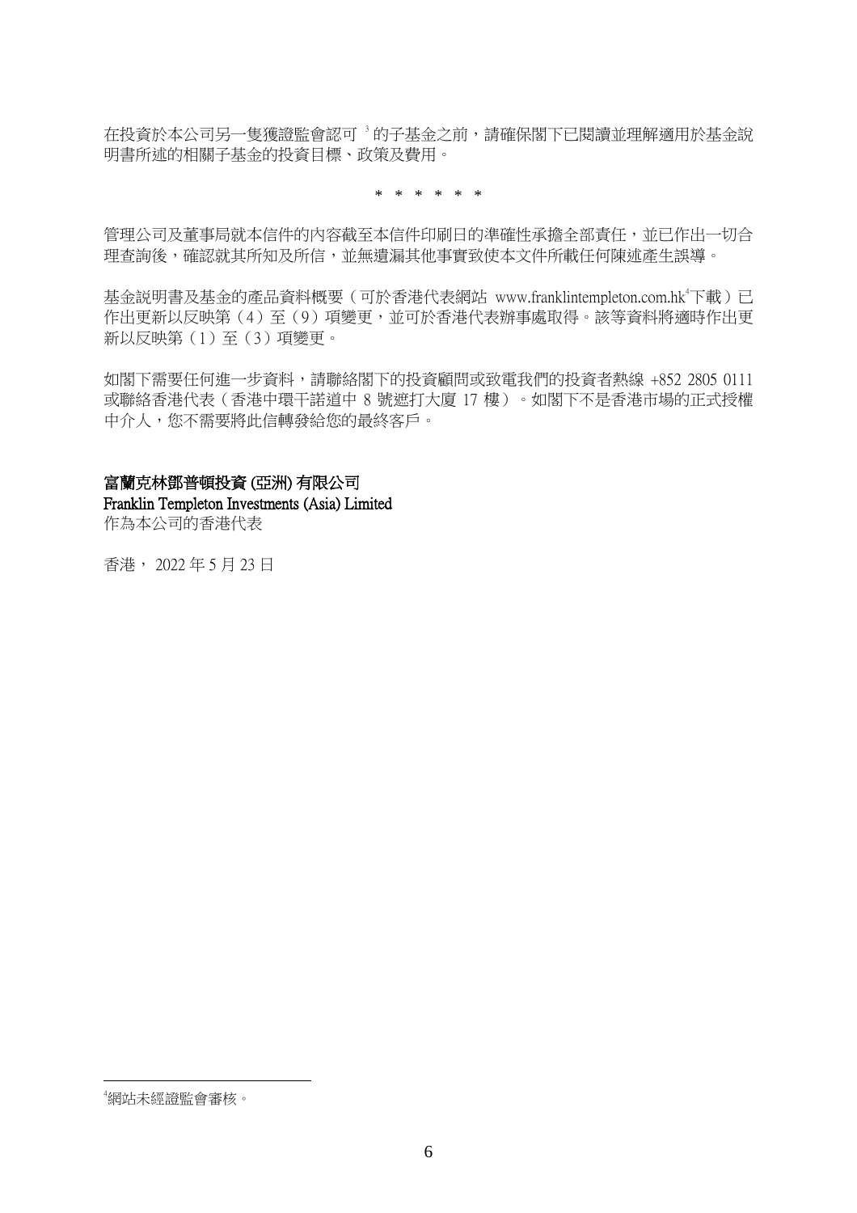在投資於本公司另一隻獲證監會認可 [3] 的子基金之前，請確保閣下已閱讀並理解適用於基金說明書所述的相關子基金的投資目標、政策及費用。

\* \* \* \* \* \*

管理公司及董事局就本信件的內容截至本信件印刷日的準確性承擔全部責任，並已作出一切合理查詢後，確認就其所知及所信，並無遺漏其他事實致使本文件所載任何陳述產生誤導。

基金說明書及基金的產品資料概要（可於香港代表網站 www.franklintempleton.com.hk[4]下載）已作出更新以反映第（4）至（9）項變更，並可於香港代表辦事處取得。該等資料將適時作出更新以反映第（1）至（3）項變更。

如閣下需要任何進一步資料，請聯絡閣下的投資顧問或致電我們的投資者熱線 +852 2805 0111 或聯絡香港代表（香港中環干諾道中 8 號遮打大廈 17 樓）。如閣下不是香港市場的正式授權中介人，您不需要將此信轉發給您的最終客戶。

**富蘭克林鄧普頓投資 (亞洲) 有限公司**
**Franklin Templeton Investments (Asia) Limited**
作為本公司的香港代表

香港， 2022 年 5 月 23 日

---

[4]網站未經證監會審核。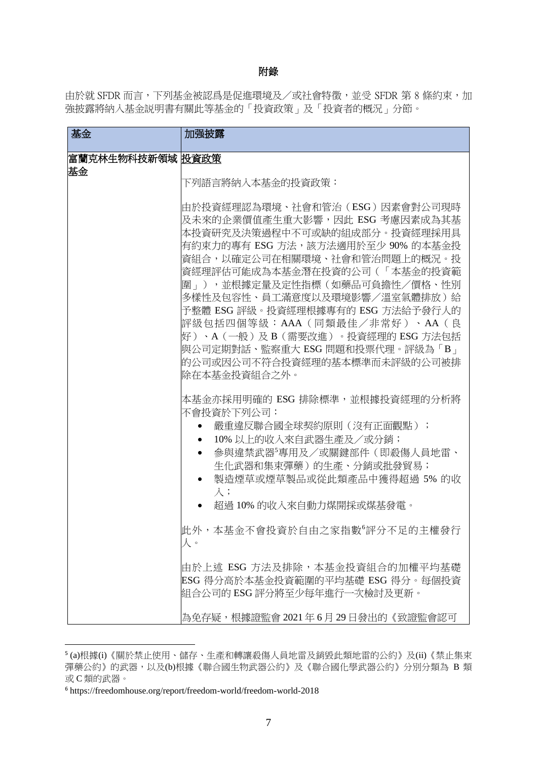# 附錄

由於就 SFDR 而言，下列基金被認爲是促進環境及／或社會特徵，並受 SFDR 第 8 條約束，加強披露將納入基金説明書有關此等基金的「投資政策」及「投資者的概況」分節。

| 基金 | 加强披露 |
|---|---|
| 富蘭克林生物科技新領域基金 | **投資政策**<br><br>下列語言將納入本基金的投資政策：<br><br>由於投資經理認為環境、社會和管治（ESG）因素會對公司現時及未來的企業價值產生重大影響，因此 ESG 考慮因素成為其基本投資研究及決策過程中不可或缺的組成部分。投資經理採用具有約束力的專有 ESG 方法，該方法適用於至少 90% 的本基金投資組合，以確定公司在相關環境、社會和管治問題上的概況。投資經理評估可能成為本基金潛在投資的公司（「本基金的投資範圍」），並根據定量及定性指標（如藥品可負擔性／價格、性別多樣性及包容性、員工滿意度以及環境影響／溫室氣體排放）給予整體 ESG 評級。投資經理根據專有的 ESG 方法給予發行人的評級包括四個等級：AAA（同類最佳／非常好）、AA（良好）、A（一般）及 B（需要改進）。投資經理的 ESG 方法包括與公司定期對話、監察重大 ESG 問題和投票代理。評級為「B」的公司或因公司不符合投資經理的基本標準而未評級的公司被排除在本基金投資組合之外。<br><br>本基金亦採用明確的 ESG 排除標準，並根據投資經理的分析將不會投資於下列公司：<br>• 嚴重違反聯合國全球契約原則（沒有正面觀點）；<br>• 10% 以上的收入來自武器生產及／或分銷；<br>• 參與違禁武器[5]專用及／或關鍵部件（即殺傷人員地雷、生化武器和集束彈藥）的生產、分銷或批發貿易；<br>• 製造煙草或煙草製品或從此類產品中獲得超過 5% 的收入；<br>• 超過 10% 的收入來自動力煤開採或煤基發電。<br><br>此外，本基金不會投資於自由之家指數[6]評分不足的主權發行人。<br><br>由於上述 ESG 方法及排除，本基金投資組合的加權平均基礎 ESG 得分高於本基金投資範圍的平均基礎 ESG 得分。每個投資組合公司的 ESG 評分將至少每年進行一次檢討及更新。<br><br>為免存疑，根據證監會 2021 年 6 月 29 日發出的《致證監會認可 |

[5] (a)根據(i)《關於禁止使用、儲存、生產和轉讓殺傷人員地雷及銷毀此類地雷的公約》及(ii)《禁止集束彈藥公約》的武器，以及(b)根據《聯合國生物武器公約》及《聯合國化學武器公約》分別分類為 B 類或 C 類的武器。

[6] https://freedomhouse.org/report/freedom-world/freedom-world-2018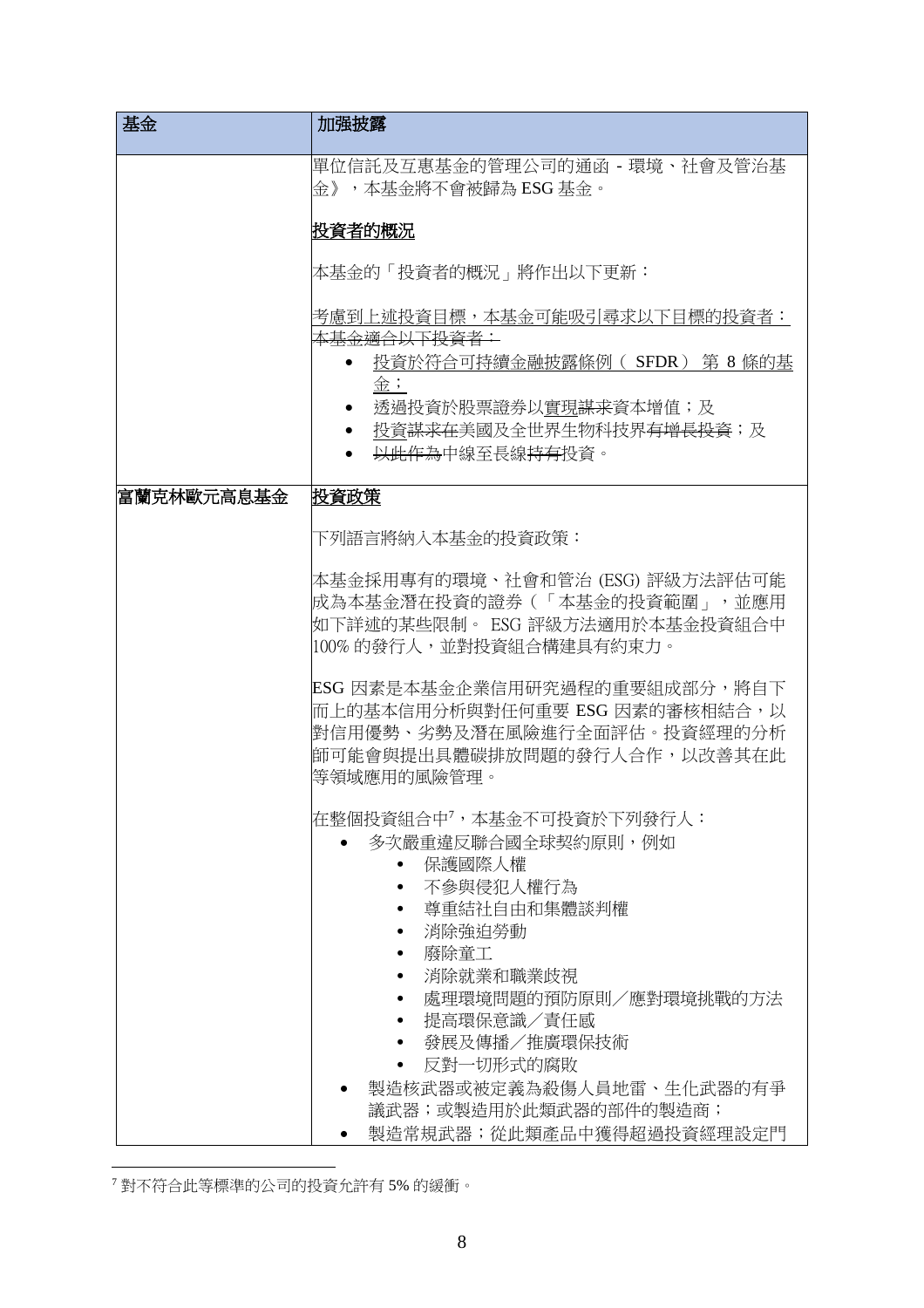| 基金 | 加强披露 |
|---|---|
| | 單位信託及互惠基金的管理公司的通函 - 環境、社會及管治基金》，本基金將不會被歸為 ESG 基金。<br><br>**<u>投資者的概況</u>**<br><br>本基金的「投資者的概況」將作出以下更新：<br><br><u>考慮到上述投資目標，本基金可能吸引尋求以下目標的投資者：</u><br>~~本基金適合以下投資者：~~<br>• <u>投資於符合可持續金融披露條例（ SFDR） 第 8 條的基金；</u><br>• 透過投資於股票證券以<u>實現</u>~~謀求~~資本增值；及<br>• <u>投資</u>~~謀求在~~美國及全世界生物科技界~~有增長投資~~；及<br>• ~~以此作為~~中線至長線~~持有~~投資。 |
| 富蘭克林歐元高息基金 | **<u>投資政策</u>**<br><br>下列語言將納入本基金的投資政策：<br><br>本基金採用專有的環境、社會和管治 (ESG) 評級方法評估可能成為本基金潛在投資的證券（「本基金的投資範圍」，並應用如下詳述的某些限制。 ESG 評級方法適用於本基金投資組合中 100% 的發行人，並對投資組合構建具有約束力。<br><br>ESG 因素是本基金企業信用研究過程的重要組成部分，將自下而上的基本信用分析與對任何重要 ESG 因素的審核相結合，以對信用優勢、劣勢及潛在風險進行全面評估。投資經理的分析師可能會與提出具體碳排放問題的發行人合作，以改善其在此等領域應用的風險管理。<br><br>在整個投資組合中[7]，本基金不可投資於下列發行人：<br>• 多次嚴重違反聯合國全球契約原則，例如<br>&nbsp;&nbsp;&nbsp;&nbsp;• 保護國際人權<br>&nbsp;&nbsp;&nbsp;&nbsp;• 不參與侵犯人權行為<br>&nbsp;&nbsp;&nbsp;&nbsp;• 尊重結社自由和集體談判權<br>&nbsp;&nbsp;&nbsp;&nbsp;• 消除強迫勞動<br>&nbsp;&nbsp;&nbsp;&nbsp;• 廢除童工<br>&nbsp;&nbsp;&nbsp;&nbsp;• 消除就業和職業歧視<br>&nbsp;&nbsp;&nbsp;&nbsp;• 處理環境問題的預防原則／應對環境挑戰的方法<br>&nbsp;&nbsp;&nbsp;&nbsp;• 提高環保意識／責任感<br>&nbsp;&nbsp;&nbsp;&nbsp;• 發展及傳播／推廣環保技術<br>&nbsp;&nbsp;&nbsp;&nbsp;• 反對一切形式的腐敗<br>• 製造核武器或被定義為殺傷人員地雷、生化武器的有爭議武器；或製造用於此類武器的部件的製造商；<br>• 製造常規武器；從此類產品中獲得超過投資經理設定門 |

[7] 對不符合此等標準的公司的投資允許有 5% 的緩衝。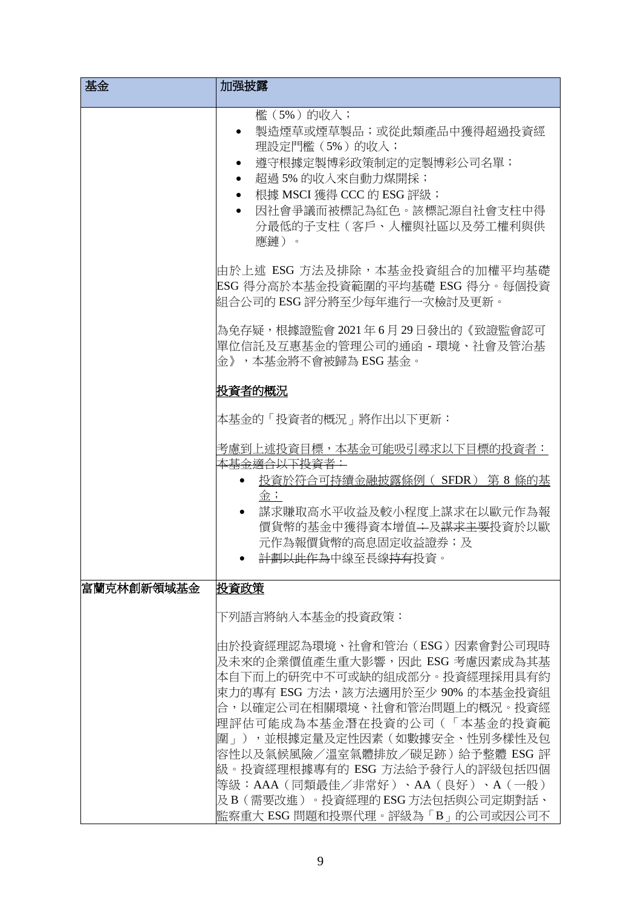| 基金 | 加强披露 |
|---|---|
| | 檻（5%）的收入；<br>• 製造煙草或煙草製品；或從此類產品中獲得超過投資經理設定門檻（5%）的收入；<br>• 遵守根據定製博彩政策制定的定製博彩公司名單；<br>• 超過 5% 的收入來自動力煤開採；<br>• 根據 MSCI 獲得 CCC 的 ESG 評級；<br>• 因社會爭議而被標記為紅色。該標記源自社會支柱中得分最低的子支柱（客戶、人權與社區以及勞工權利與供應鏈）。<br><br>由於上述 ESG 方法及排除，本基金投資組合的加權平均基礎 ESG 得分高於本基金投資範圍的平均基礎 ESG 得分。每個投資組合公司的 ESG 評分將至少每年進行一次檢討及更新。<br><br>為免存疑，根據證監會 2021 年 6 月 29 日發出的《致證監會認可單位信託及互惠基金的管理公司的通函 - 環境、社會及管治基金》，本基金將不會被歸為 ESG 基金。<br><br>**<u>投資者的概況</u>**<br><br>本基金的「投資者的概況」將作出以下更新：<br><br><u>考慮到上述投資目標，本基金可能吸引尋求以下目標的投資者：</u><br>~~本基金適合以下投資者：~~<br>• <u>投資於符合可持續金融披露條例（SFDR）第 8 條的基金；</u><br>• 謀求賺取高水平收益及較小程度上謀求在以歐元作為報價貨幣的基金中獲得資本增值~~，~~及~~謀求主要~~投資於以歐元作為報價貨幣的高息固定收益證券；及<br>• ~~計劃以此作為~~中線至長線~~持有~~投資。 |
| 富蘭克林創新領域基金 | **<u>投資政策</u>**<br><br>下列語言將納入本基金的投資政策：<br><br>由於投資經理認為環境、社會和管治（ESG）因素會對公司現時及未來的企業價值產生重大影響，因此 ESG 考慮因素成為其基本自下而上的研究中不可或缺的組成部分。投資經理採用具有約束力的專有 ESG 方法，該方法適用於至少 90% 的本基金投資組合，以確定公司在相關環境、社會和管治問題上的概況。投資經理評估可能成為本基金潛在投資的公司（「本基金的投資範圍」），並根據定量及定性因素（如數據安全、性別多樣性及包容性以及氣候風險／溫室氣體排放／碳足跡）給予整體 ESG 評級。投資經理根據專有的 ESG 方法給予發行人的評級包括四個等級：AAA（同類最佳／非常好）、AA（良好）、A（一般）及 B（需要改進）。投資經理的 ESG 方法包括與公司定期對話、監察重大 ESG 問題和投票代理。評級為「B」的公司或因公司不 |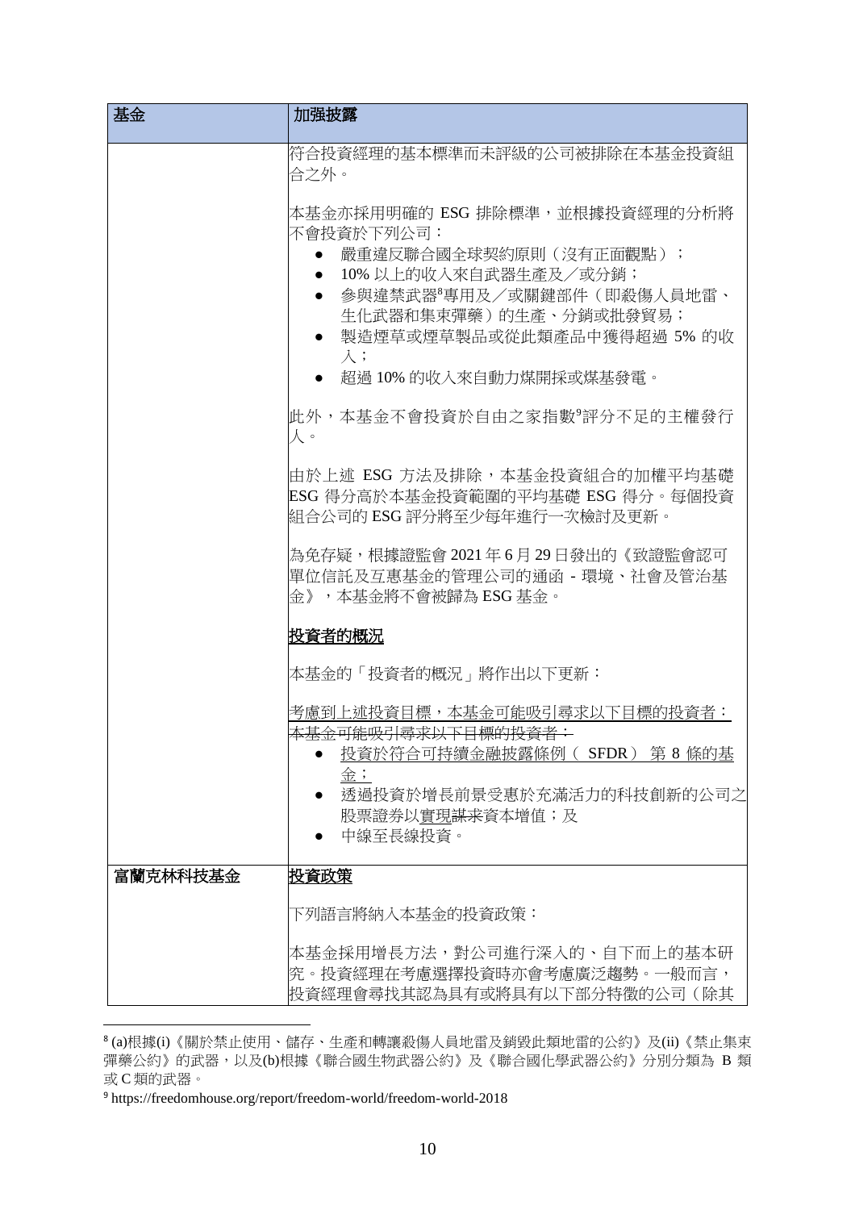| 基金 | 加強披露 |
| --- | --- |
| | 符合投資經理的基本標準而未評級的公司被排除在本基金投資組合之外。<br><br>本基金亦採用明確的 ESG 排除標準，並根據投資經理的分析將不會投資於下列公司：<br>● 嚴重違反聯合國全球契約原則（沒有正面觀點）；<br>● 10% 以上的收入來自武器生產及／或分銷；<br>● 參與違禁武器[8]專用及／或關鍵部件（即殺傷人員地雷、生化武器和集束彈藥）的生產、分銷或批發貿易；<br>● 製造煙草或煙草製品或從此類產品中獲得超過 5% 的收入；<br>● 超過 10% 的收入來自動力煤開採或煤基發電。<br><br>此外，本基金不會投資於自由之家指數[9]評分不足的主權發行人。<br><br>由於上述 ESG 方法及排除，本基金投資組合的加權平均基礎 ESG 得分高於本基金投資範圍的平均基礎 ESG 得分。每個投資組合公司的 ESG 評分將至少每年進行一次檢討及更新。<br><br>為免存疑，根據證監會 2021 年 6 月 29 日發出的《致證監會認可單位信託及互惠基金的管理公司的通函 - 環境、社會及管治基金》，本基金將不會被歸為 ESG 基金。<br><br><u>**投資者的概況**</u><br><br>本基金的「投資者的概況」將作出以下更新：<br><br><u>考慮到上述投資目標，本基金可能吸引尋求以下目標的投資者：</u><br>~~本基金可能吸引尋求以下目標的投資者：~~<br>● <u>投資於符合可持續金融披露條例（ SFDR） 第 8 條的基金；</u><br>● 透過投資於增長前景受惠於充滿活力的科技創新的公司之股票證券以<u>實現</u>~~謀求~~資本增值；及<br>● 中線至長線投資。 |
| 富蘭克林科技基金 | <u>**投資政策**</u><br><br>下列語言將納入本基金的投資政策：<br><br>本基金採用增長方法，對公司進行深入的、自下而上的基本研究。投資經理在考慮選擇投資時亦會考慮廣泛趨勢。一般而言，投資經理會尋找其認為具有或將具有以下部分特徵的公司（除其 |

[8] (a)根據(i)《關於禁止使用、儲存、生產和轉讓殺傷人員地雷及銷毀此類地雷的公約》及(ii)《禁止集束彈藥公約》的武器，以及(b)根據《聯合國生物武器公約》及《聯合國化學武器公約》分別分類為 B 類或 C 類的武器。

[9] https://freedomhouse.org/report/freedom-world/freedom-world-2018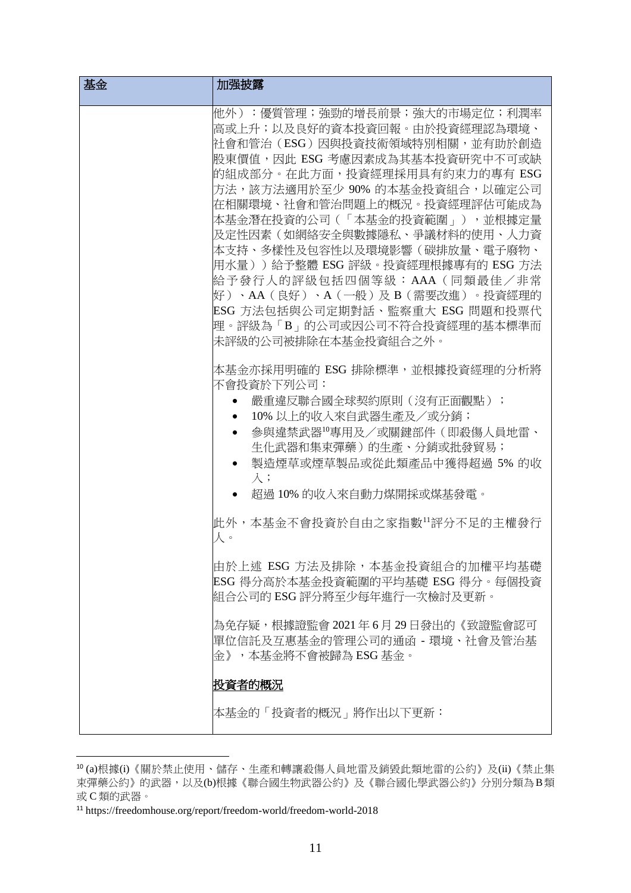| 基金 | 加强披露 |
| --- | --- |
| | 他外）：優質管理；強勁的增長前景；強大的市場定位；利潤率高或上升；以及良好的資本投資回報。由於投資經理認為環境、社會和管治（ESG）因與投資技術領域特別相關，並有助於創造股東價值，因此 ESG 考慮因素成為其基本投資研究中不可或缺的組成部分。在此方面，投資經理採用具有約束力的專有 ESG 方法，該方法適用於至少 90% 的本基金投資組合，以確定公司在相關環境、社會和管治問題上的概況。投資經理評估可能成為本基金潛在投資的公司（「本基金的投資範圍」），並根據定量及定性因素（如網絡安全與數據隱私、爭議材料的使用、人力資本支持、多樣性及包容性以及環境影響（碳排放量、電子廢物、用水量））給予整體 ESG 評級。投資經理根據專有的 ESG 方法給予發行人的評級包括四個等級：AAA（同類最佳／非常好）、AA（良好）、A（一般）及 B（需要改進）。投資經理的 ESG 方法包括與公司定期對話、監察重大 ESG 問題和投票代理。評級為「B」的公司或因公司不符合投資經理的基本標準而未評級的公司被排除在本基金投資組合之外。<br><br>本基金亦採用明確的 ESG 排除標準，並根據投資經理的分析將不會投資於下列公司：<br>• 嚴重違反聯合國全球契約原則（沒有正面觀點）；<br>• 10% 以上的收入來自武器生產及／或分銷；<br>• 參與違禁武器[10]專用及／或關鍵部件（即殺傷人員地雷、生化武器和集束彈藥）的生產、分銷或批發貿易；<br>• 製造煙草或煙草製品或從此類產品中獲得超過 5% 的收入；<br>• 超過 10% 的收入來自動力煤開採或煤基發電。<br><br>此外，本基金不會投資於自由之家指數[11]評分不足的主權發行人。<br><br>由於上述 ESG 方法及排除，本基金投資組合的加權平均基礎 ESG 得分高於本基金投資範圍的平均基礎 ESG 得分。每個投資組合公司的 ESG 評分將至少每年進行一次檢討及更新。<br><br>為免存疑，根據證監會 2021 年 6 月 29 日發出的《致證監會認可單位信託及互惠基金的管理公司的通函 - 環境、社會及管治基金》，本基金將不會被歸為 ESG 基金。<br><br>**<u>投資者的概況</u>**<br><br>本基金的「投資者的概況」將作出以下更新： |

[10] (a)根據(i)《關於禁止使用、儲存、生產和轉讓殺傷人員地雷及銷毀此類地雷的公約》及(ii)《禁止集束彈藥公約》的武器，以及(b)根據《聯合國生物武器公約》及《聯合國化學武器公約》分別分類為B類或C類的武器。

[11] https://freedomhouse.org/report/freedom-world/freedom-world-2018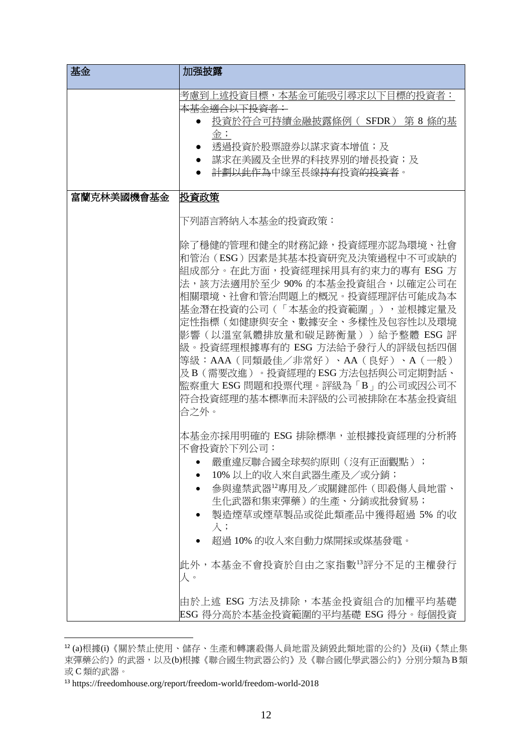| 基金 | 加强披露 |
|---|---|
| | 考慮到上述投資目標，本基金可能吸引尋求以下目標的投資者：<br>~~本基金適合以下投資者：~~<br>• 投資於符合可持續金融披露條例（ SFDR） 第 8 條的基金；<br>• 透過投資於股票證券以謀求資本增值；及<br>• 謀求在美國及全世界的科技界別的增長投資；及<br>• ~~計劃以此作為~~中線至長線~~持有~~投資~~的投資者~~。 |
| 富蘭克林美國機會基金 | **投資政策**<br><br>下列語言將納入本基金的投資政策：<br><br>除了穩健的管理和健全的財務記錄，投資經理亦認為環境、社會和管治（ESG）因素是其基本投資研究及決策過程中不可或缺的組成部分。在此方面，投資經理採用具有約束力的專有 ESG 方法，該方法適用於至少 90% 的本基金投資組合，以確定公司在相關環境、社會和管治問題上的概況。投資經理評估可能成為本基金潛在投資的公司（「本基金的投資範圍」），並根據定量及定性指標（如健康與安全、數據安全、多樣性及包容性以及環境影響（以溫室氣體排放量和碳足跡衡量））給予整體 ESG 評級。投資經理根據專有的 ESG 方法給予發行人的評級包括四個等級：AAA（同類最佳／非常好）、AA（良好）、A（一般）及 B（需要改進）。投資經理的 ESG 方法包括與公司定期對話、監察重大 ESG 問題和投票代理。評級為「B」的公司或因公司不符合投資經理的基本標準而未評級的公司被排除在本基金投資組合之外。<br><br>本基金亦採用明確的 ESG 排除標準，並根據投資經理的分析將不會投資於下列公司：<br>• 嚴重違反聯合國全球契約原則（沒有正面觀點）；<br>• 10% 以上的收入來自武器生產及／或分銷；<br>• 參與違禁武器[12]專用及／或關鍵部件（即殺傷人員地雷、生化武器和集束彈藥）的生產、分銷或批發貿易；<br>• 製造煙草或煙草製品或從此類產品中獲得超過 5% 的收入；<br>• 超過 10% 的收入來自動力煤開採或煤基發電。<br><br>此外，本基金不會投資於自由之家指數[13]評分不足的主權發行人。<br><br>由於上述 ESG 方法及排除，本基金投資組合的加權平均基礎 ESG 得分高於本基金投資範圍的平均基礎 ESG 得分。每個投資 |

[12] (a)根據(i)《關於禁止使用、儲存、生產和轉讓殺傷人員地雷及銷毀此類地雷的公約》及(ii)《禁止集束彈藥公約》的武器，以及(b)根據《聯合國生物武器公約》及《聯合國化學武器公約》分別分類為 B 類或 C 類的武器。

[13] https://freedomhouse.org/report/freedom-world/freedom-world-2018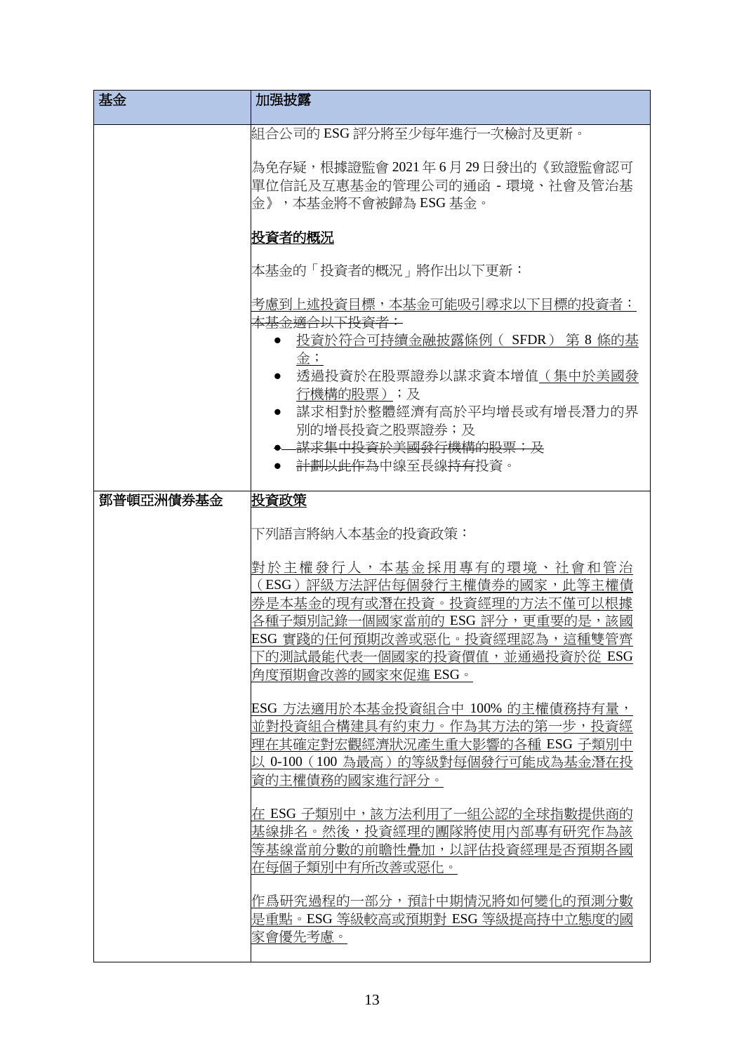| 基金 | 加强披露 |
|---|---|
| | 組合公司的 ESG 評分將至少每年進行一次檢討及更新。<br><br>為免存疑，根據證監會 2021 年 6 月 29 日發出的《致證監會認可單位信託及互惠基金的管理公司的通函 - 環境、社會及管治基金》，本基金將不會被歸為 ESG 基金。<br><br>**<u>投資者的概況</u>**<br><br>本基金的「投資者的概況」將作出以下更新：<br><br><u>考慮到上述投資目標，本基金可能吸引尋求以下目標的投資者：</u><br>~~本基金適合以下投資者：~~<br>• <u>投資於符合可持續金融披露條例（SFDR）第 8 條的基金；</u><br>• 透過投資於在股票證券以謀求資本增值<u>（集中於美國發行機構的股票）</u>；及<br>• 謀求相對於整體經濟有高於平均增長或有增長潛力的界別的增長投資之股票證券；及<br>• ~~謀求集中投資於美國發行機構的股票；及~~<br>• ~~計劃以此作為~~中線至長線~~持有~~投資。 |
| 鄧普頓亞洲債券基金 | **<u>投資政策</u>**<br><br>下列語言將納入本基金的投資政策：<br><br><u>對於主權發行人，本基金採用專有的環境、社會和管治（ESG）評級方法評估每個發行主權債券的國家，此等主權債券是本基金的現有或潛在投資。投資經理的方法不僅可以根據各種子類別記錄一個國家當前的 ESG 評分，更重要的是，該國 ESG 實踐的任何預期改善或惡化。投資經理認為，這種雙管齊下的測試最能代表一個國家的投資價值，並通過投資於從 ESG 角度預期會改善的國家來促進 ESG。</u><br><br><u>ESG 方法適用於本基金投資組合中 100% 的主權債務持有量，並對投資組合構建具有約束力。作為其方法的第一步，投資經理在其確定對宏觀經濟狀況產生重大影響的各種 ESG 子類別中以 0-100（100 為最高）的等級對每個發行可能成為基金潛在投資的主權債務的國家進行評分。</u><br><br><u>在 ESG 子類別中，該方法利用了一組公認的全球指數提供商的基線排名。然後，投資經理的團隊將使用內部專有研究作為該等基線當前分數的前瞻性疊加，以評估投資經理是否預期各國在每個子類別中有所改善或惡化。</u><br><br><u>作爲研究過程的一部分，預計中期情況將如何變化的預測分數是重點。ESG 等級較高或預期對 ESG 等級提高持中立態度的國家會優先考慮。</u> |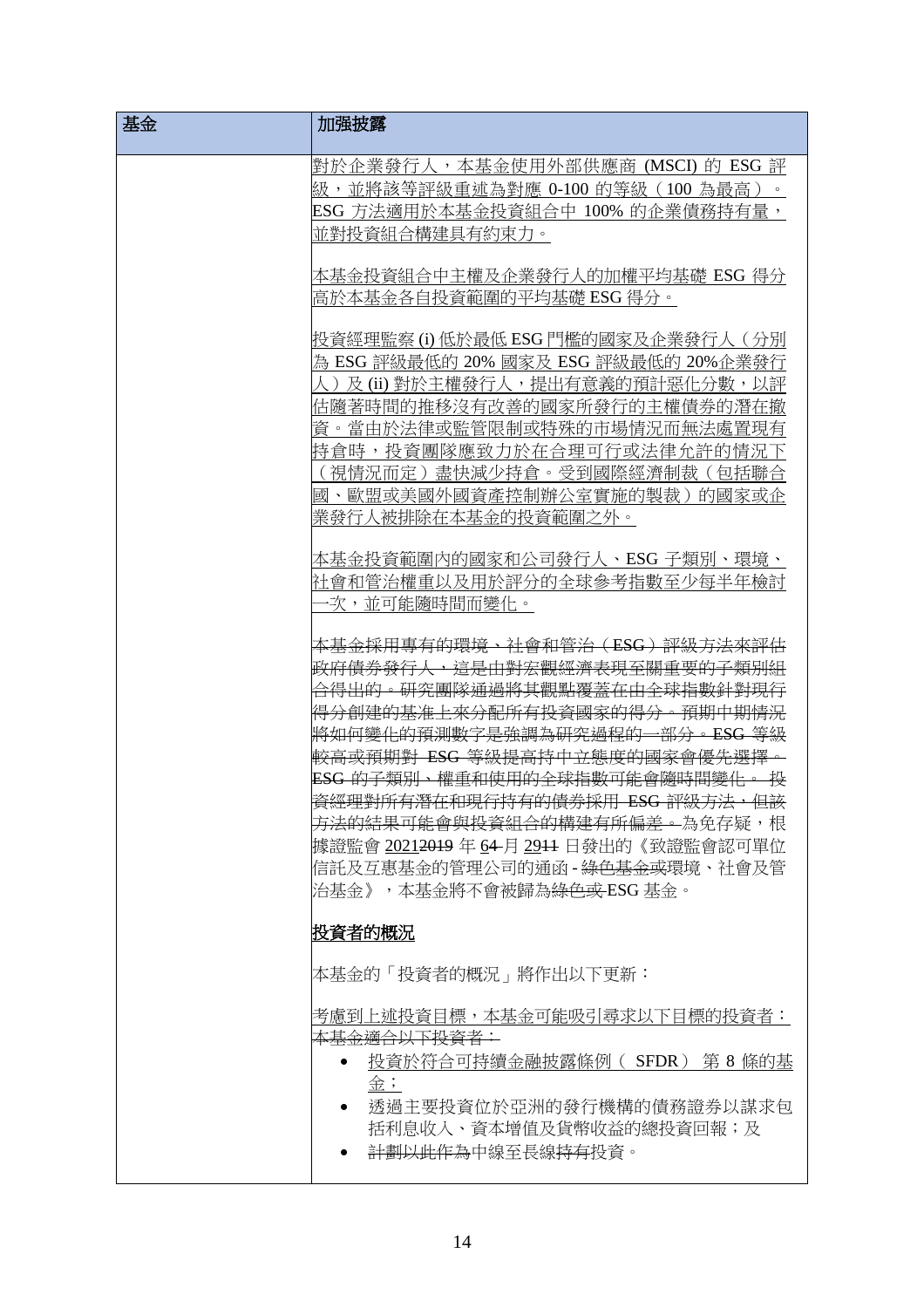| 基金 | 加强披露 |
| --- | --- |
| | 對於企業發行人，本基金使用外部供應商 (MSCI) 的 ESG 評級，並將該等評級重述為對應 0-100 的等級（100 為最高）。ESG 方法適用於本基金投資組合中 100% 的企業債務持有量，並對投資組合構建具有約束力。<br><br>本基金投資組合中主權及企業發行人的加權平均基礎 ESG 得分高於本基金各自投資範圍的平均基礎 ESG 得分。<br><br>投資經理監察 (i) 低於最低 ESG 門檻的國家及企業發行人（分別為 ESG 評級最低的 20% 國家及 ESG 評級最低的 20%企業發行人）及 (ii) 對於主權發行人，提出有意義的預計惡化分數，以評估隨著時間的推移沒有改善的國家所發行的主權債券的潛在撤資。當由於法律或監管限制或特殊的市場情況而無法處置現有持倉時，投資團隊應致力於在合理可行或法律允許的情況下（視情況而定）盡快減少持倉。受到國際經濟制裁（包括聯合國、歐盟或美國外國資產控制辦公室實施的製裁）的國家或企業發行人被排除在本基金的投資範圍之外。<br><br>本基金投資範圍內的國家和公司發行人、ESG 子類別、環境、社會和管治權重以及用於評分的全球參考指數至少每半年檢討一次，並可能隨時間而變化。<br><br>~~本基金採用專有的環境、社會和管治（ESG）評級方法來評估政府債券發行人，這是由對宏觀經濟表現至關重要的子類別組合得出的。研究團隊通過將其觀點覆蓋在由全球指數針對現行得分創建的基準上來分配所有投資國家的得分。預期中期情況將如何變化的預測數字是強調為研究過程的一部分。ESG 等級較高或預期對 ESG 等級提高持中立態度的國家會優先選擇。ESG 的子類別、權重和使用的全球指數可能會隨時間變化。投資經理對所有潛在和現行持有的債券採用 ESG 評級方法，但該方法的結果可能會與投資組合的構建有所偏差。~~為免存疑，根據證監會 2021~~2019~~ 年 6~~4~~ 月 29~~11~~ 日發出的《致證監會認可單位信託及互惠基金的管理公司的通函 - ~~綠色基金或~~環境、社會及管治基金》，本基金將不會被歸為~~綠色或~~ ESG 基金。<br><br>**投資者的概況**<br><br>本基金的「投資者的概況」將作出以下更新：<br><br>考慮到上述投資目標，本基金可能吸引尋求以下目標的投資者：<br>~~本基金適合以下投資者：~~<br>• 投資於符合可持續金融披露條例（ SFDR） 第 8 條的基金；<br>• 透過主要投資位於亞洲的發行機構的債務證券以謀求包括利息收入、資本增值及貨幣收益的總投資回報；及<br>• ~~計劃以此作為~~中線至長線~~持有~~投資。 |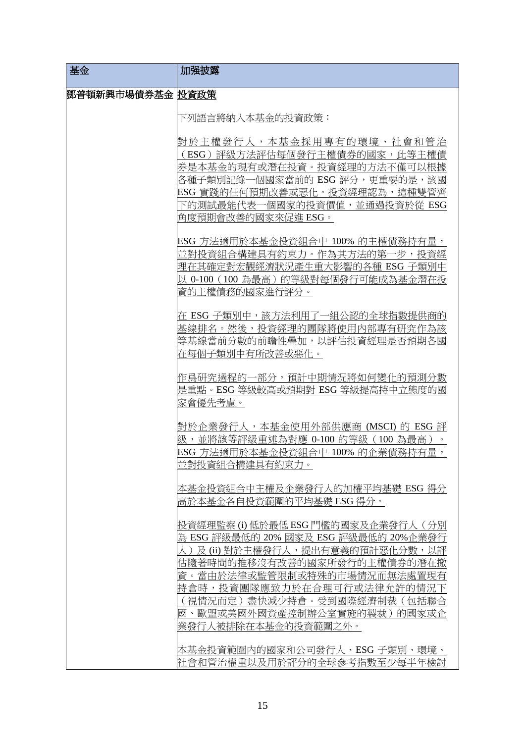| 基金 | 加强披露 |
| --- | --- |
| 鄧普頓新興市場債券基金 | **投資政策**<br><br>下列語言將納入本基金的投資政策：<br><br>對於主權發行人，本基金採用專有的環境、社會和管治（ESG）評級方法評估每個發行主權債券的國家，此等主權債券是本基金的現有或潛在投資。投資經理的方法不僅可以根據各種子類別記錄一個國家當前的 ESG 評分，更重要的是，該國 ESG 實踐的任何預期改善或惡化。投資經理認為，這種雙管齊下的測試最能代表一個國家的投資價值，並通過投資於從 ESG 角度預期會改善的國家來促進 ESG。<br><br>ESG 方法適用於本基金投資組合中 100% 的主權債務持有量，並對投資組合構建具有約束力。作為其方法的第一步，投資經理在其確定對宏觀經濟狀況產生重大影響的各種 ESG 子類別中以 0-100（100 為最高）的等級對每個發行可能成為基金潛在投資的主權債務的國家進行評分。<br><br>在 ESG 子類別中，該方法利用了一組公認的全球指數提供商的基線排名。然後，投資經理的團隊將使用內部專有研究作為該等基線當前分數的前瞻性疊加，以評估投資經理是否預期各國在每個子類別中有所改善或惡化。<br><br>作爲研究過程的一部分，預計中期情況將如何變化的預測分數是重點。ESG 等級較高或預期對 ESG 等級提高持中立態度的國家會優先考慮。<br><br>對於企業發行人，本基金使用外部供應商 (MSCI) 的 ESG 評級，並將該等評級重述為對應 0-100 的等級（100 為最高）。ESG 方法適用於本基金投資組合中 100% 的企業債務持有量，並對投資組合構建具有約束力。<br><br>本基金投資組合中主權及企業發行人的加權平均基礎 ESG 得分高於本基金各自投資範圍的平均基礎 ESG 得分。<br><br>投資經理監察 (i) 低於最低 ESG 門檻的國家及企業發行人（分別為 ESG 評級最低的 20% 國家及 ESG 評級最低的 20%企業發行人）及 (ii) 對於主權發行人，提出有意義的預計惡化分數，以評估隨著時間的推移沒有改善的國家所發行的主權債券的潛在撤資。當由於法律或監管限制或特殊的市場情況而無法處置現有持倉時，投資團隊應致力於在合理可行或法律允許的情況下（視情況而定）盡快減少持倉。受到國際經濟制裁（包括聯合國、歐盟或美國外國資產控制辦公室實施的製裁）的國家或企業發行人被排除在本基金的投資範圍之外。<br><br>本基金投資範圍內的國家和公司發行人、ESG 子類別、環境、社會和管治權重以及用於評分的全球參考指數至少每半年檢討 |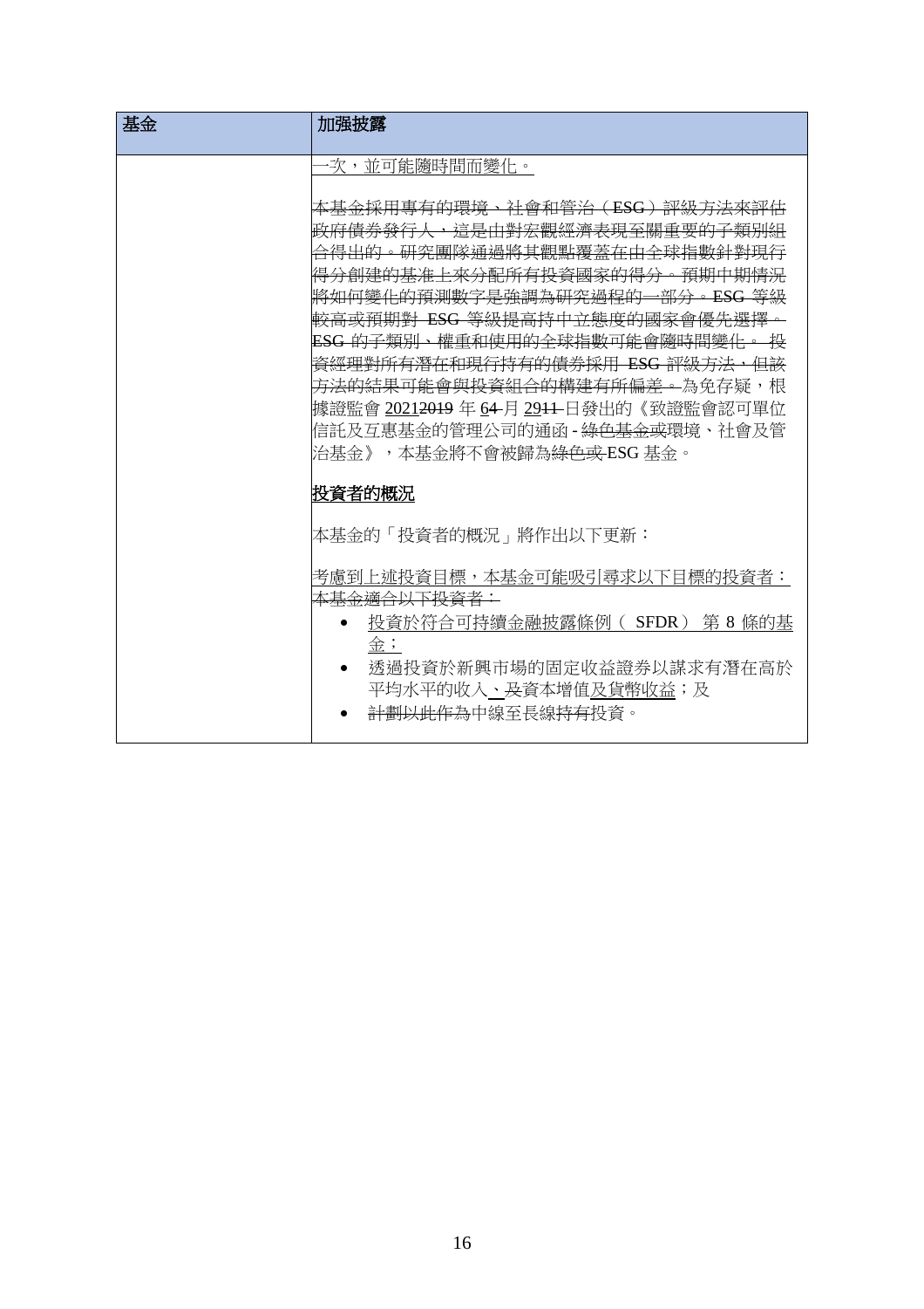| 基金 | 加强披露 |
| --- | --- |
| | 一次，並可能隨時間而變化。<br><br>~~本基金採用專有的環境、社會和管治（ESG）評級方法來評估政府債券發行人，這是由對宏觀經濟表現至關重要的子類別組合得出的。研究團隊通過將其觀點覆蓋在由全球指數針對現行得分創建的基准上來分配所有投資國家的得分。預期中期情況將如何變化的預測數字是強調為研究過程的一部分。ESG 等級較高或預期對 ESG 等級提高持中立態度的國家會優先選擇。ESG 的子類別、權重和使用的全球指數可能會隨時間變化。投資經理對所有潛在和現行持有的債券採用 ESG 評級方法，但該方法的結果可能會與投資組合的構建有所偏差。~~為免存疑，根據證監會 2021~~2019~~ 年 6~~4~~ 月 29~~11~~ 日發出的《致證監會認可單位信託及互惠基金的管理公司的通函 - ~~綠色基金或~~環境、社會及管治基金》，本基金將不會被歸為~~綠色或~~ESG 基金。<br><br>**投資者的概況**<br><br>本基金的「投資者的概況」將作出以下更新：<br><br>考慮到上述投資目標，本基金可能吸引尋求以下目標的投資者：<br>~~本基金適合以下投資者：~~<br>• 投資於符合可持續金融披露條例（ SFDR） 第 8 條的基金；<br>• 透過投資於新興市場的固定收益證券以謀求有潛在高於平均水平的收入、~~及~~資本增值及貨幣收益；及<br>• ~~計劃以此作為~~中線至長線~~持有~~投資。 |